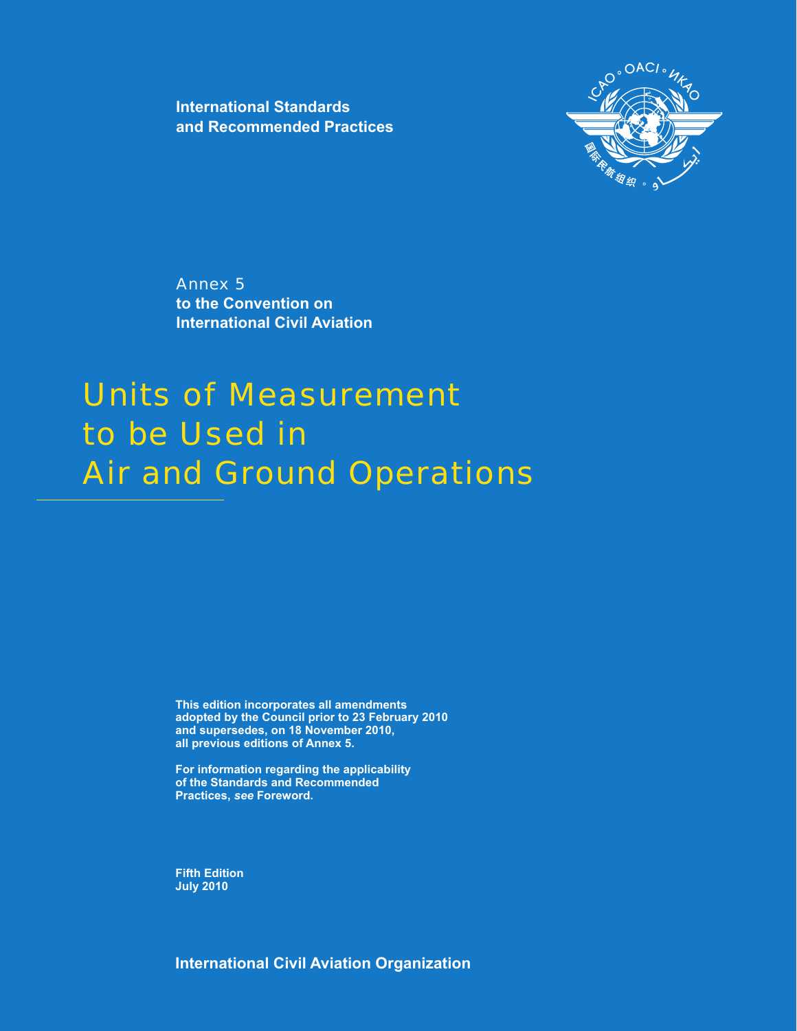**International Standards and Recommended Practices**

Annex 5
**to the Convention on International Civil Aviation**

# Units of Measurement to be Used in Air and Ground Operations

**This edition incorporates all amendments adopted by the Council prior to 23 February 2010 and supersedes, on 18 November 2010, all previous editions of Annex 5.**

**For information regarding the applicability of the Standards and Recommended Practices, *see* Foreword.**

**Fifth Edition**
**July 2010**

**International Civil Aviation Organization**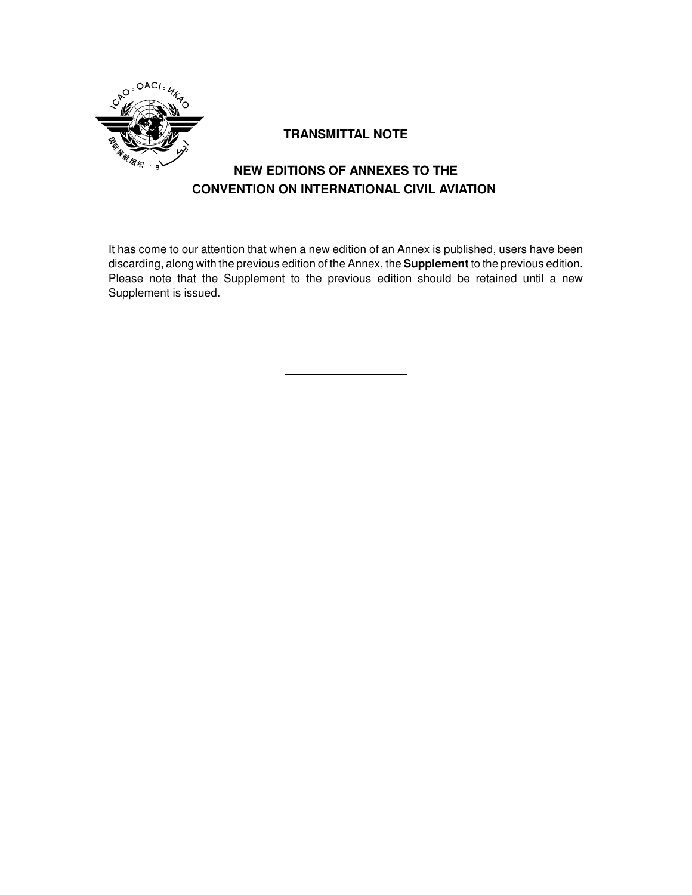**TRANSMITTAL NOTE**

**NEW EDITIONS OF ANNEXES TO THE CONVENTION ON INTERNATIONAL CIVIL AVIATION**

It has come to our attention that when a new edition of an Annex is published, users have been discarding, along with the previous edition of the Annex, the **Supplement** to the previous edition. Please note that the Supplement to the previous edition should be retained until a new Supplement is issued.

---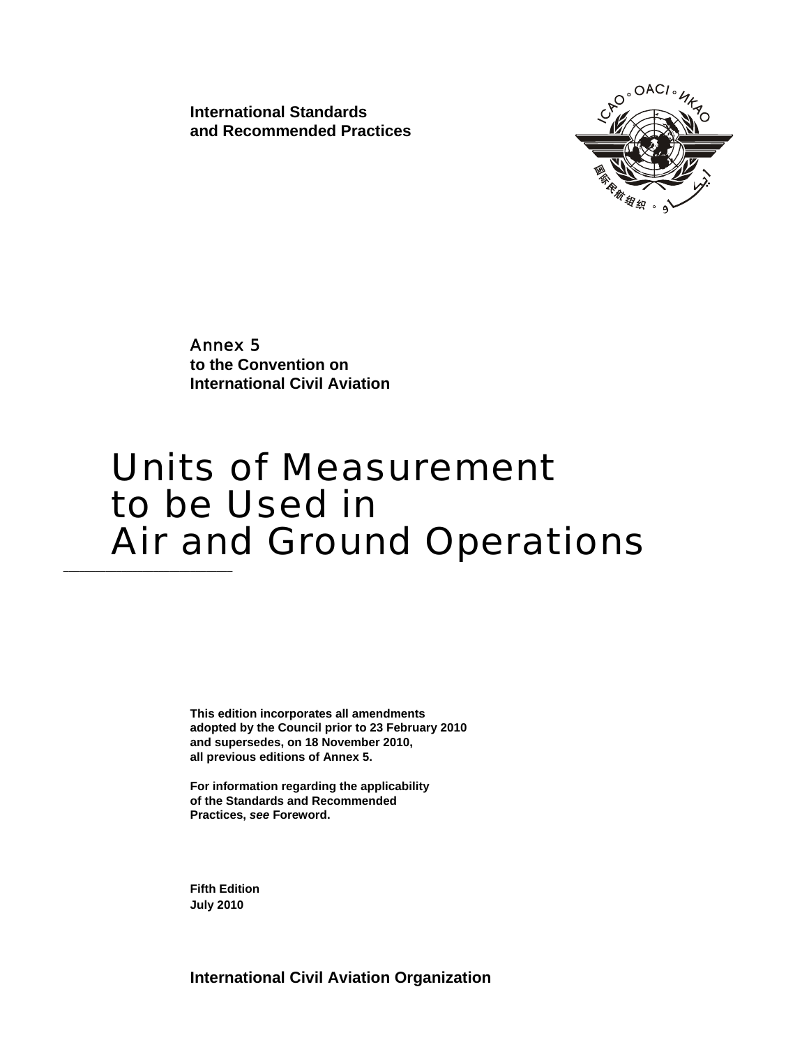**International Standards and Recommended Practices**

Annex 5
**to the Convention on International Civil Aviation**

# Units of Measurement to be Used in Air and Ground Operations

**This edition incorporates all amendments adopted by the Council prior to 23 February 2010 and supersedes, on 18 November 2010, all previous editions of Annex 5.**

**For information regarding the applicability of the Standards and Recommended Practices, *see* Foreword.**

**Fifth Edition**
**July 2010**

**International Civil Aviation Organization**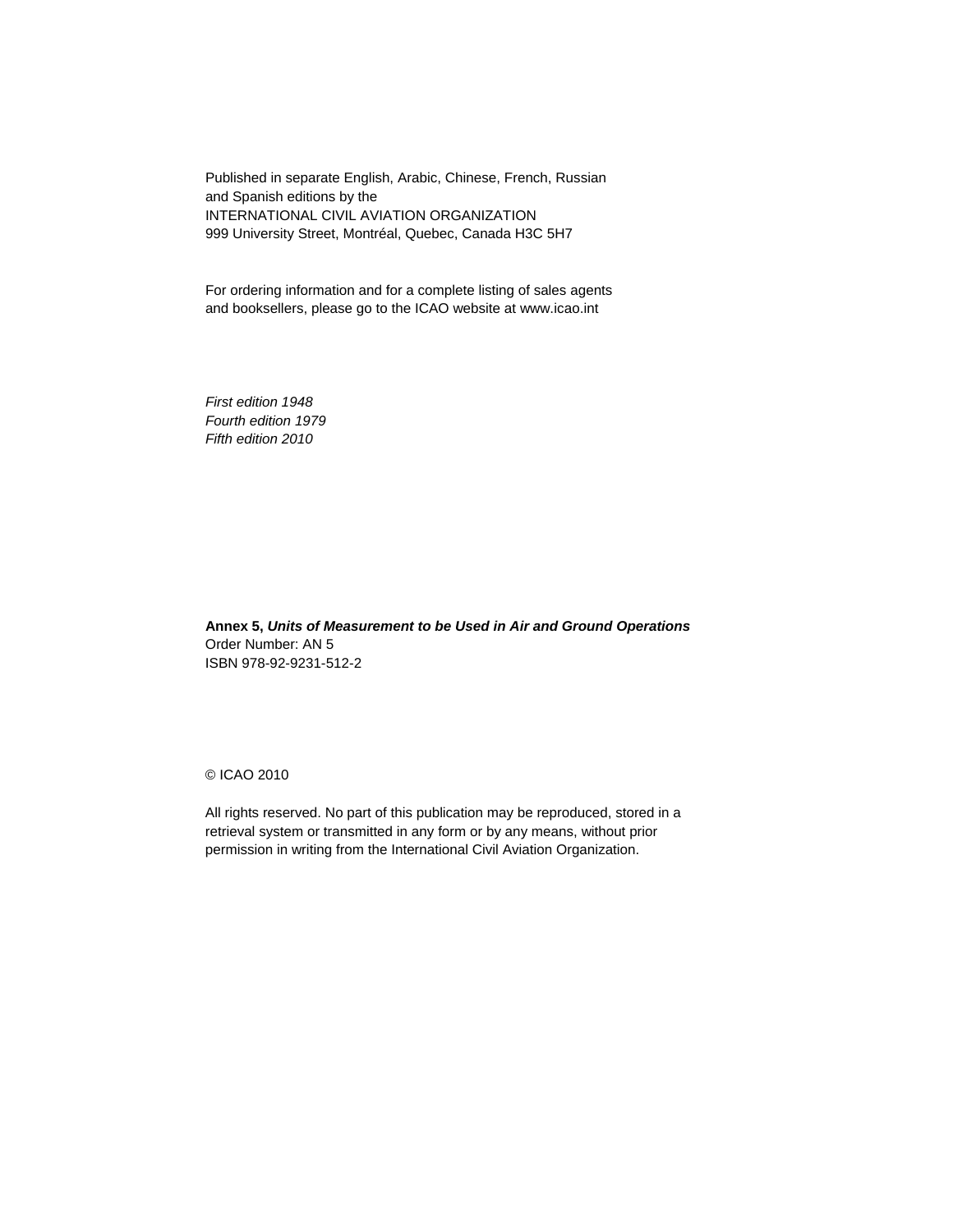Published in separate English, Arabic, Chinese, French, Russian and Spanish editions by the
INTERNATIONAL CIVIL AVIATION ORGANIZATION
999 University Street, Montréal, Quebec, Canada H3C 5H7

For ordering information and for a complete listing of sales agents and booksellers, please go to the ICAO website at www.icao.int

*First edition 1948*
*Fourth edition 1979*
*Fifth edition 2010*

**Annex 5, *Units of Measurement to be Used in Air and Ground Operations***
Order Number: AN 5
ISBN 978-92-9231-512-2

© ICAO 2010

All rights reserved. No part of this publication may be reproduced, stored in a retrieval system or transmitted in any form or by any means, without prior permission in writing from the International Civil Aviation Organization.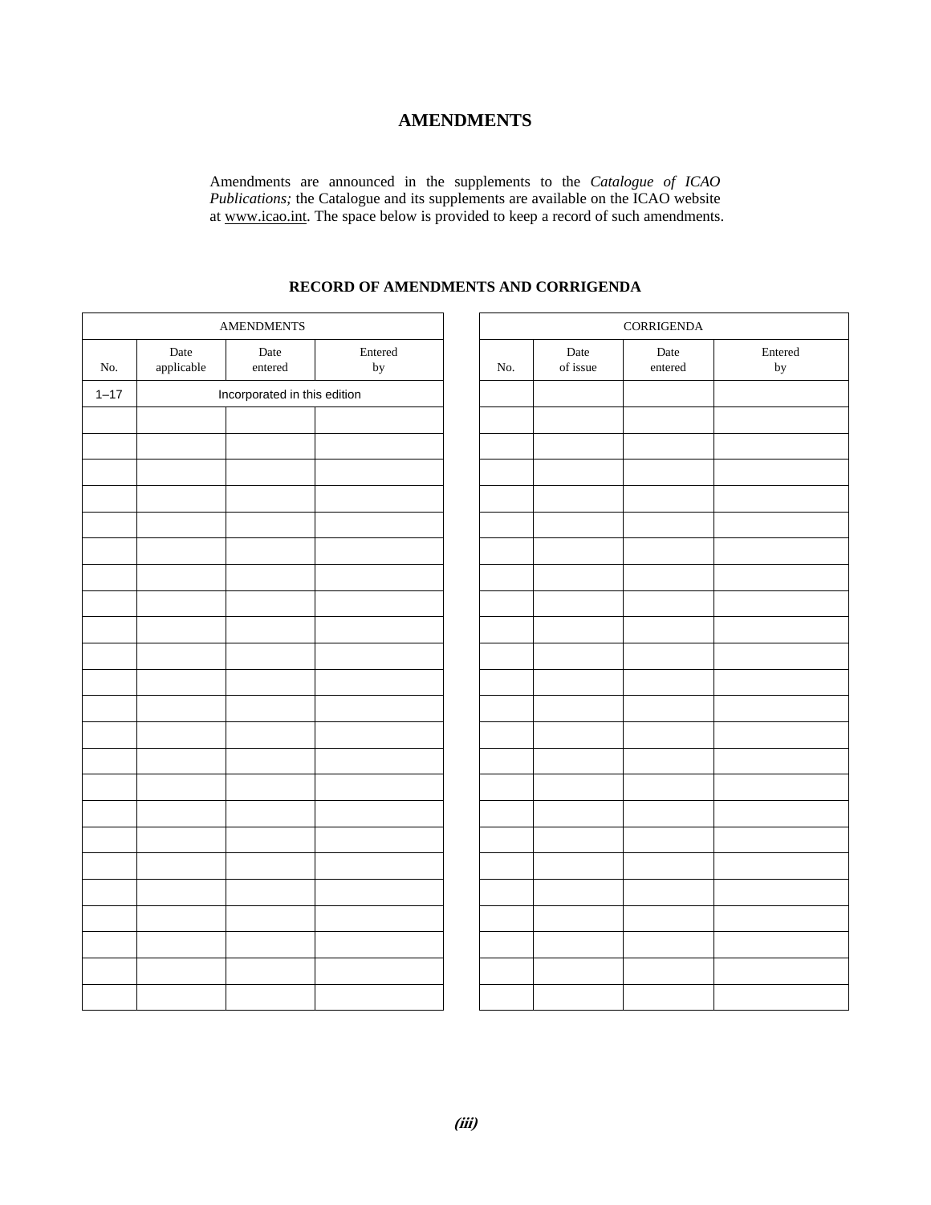# AMENDMENTS

Amendments are announced in the supplements to the *Catalogue of ICAO Publications;* the Catalogue and its supplements are available on the ICAO website at www.icao.int. The space below is provided to keep a record of such amendments.

## RECORD OF AMENDMENTS AND CORRIGENDA

| AMENDMENTS | | | |
|---|---|---|---|
| No. | Date applicable | Date entered | Entered by |
| 1–17 | Incorporated in this edition | | |
| | | | |
| | | | |
| | | | |
| | | | |
| | | | |
| | | | |
| | | | |
| | | | |
| | | | |
| | | | |
| | | | |
| | | | |
| | | | |
| | | | |
| | | | |
| | | | |
| | | | |
| | | | |
| | | | |
| | | | |
| | | | |
| | | | |
| | | | |

| CORRIGENDA | | | |
|---|---|---|---|
| No. | Date of issue | Date entered | Entered by |
| | | | |
| | | | |
| | | | |
| | | | |
| | | | |
| | | | |
| | | | |
| | | | |
| | | | |
| | | | |
| | | | |
| | | | |
| | | | |
| | | | |
| | | | |
| | | | |
| | | | |
| | | | |
| | | | |
| | | | |
| | | | |
| | | | |
| | | | |
| | | | |
| | | | |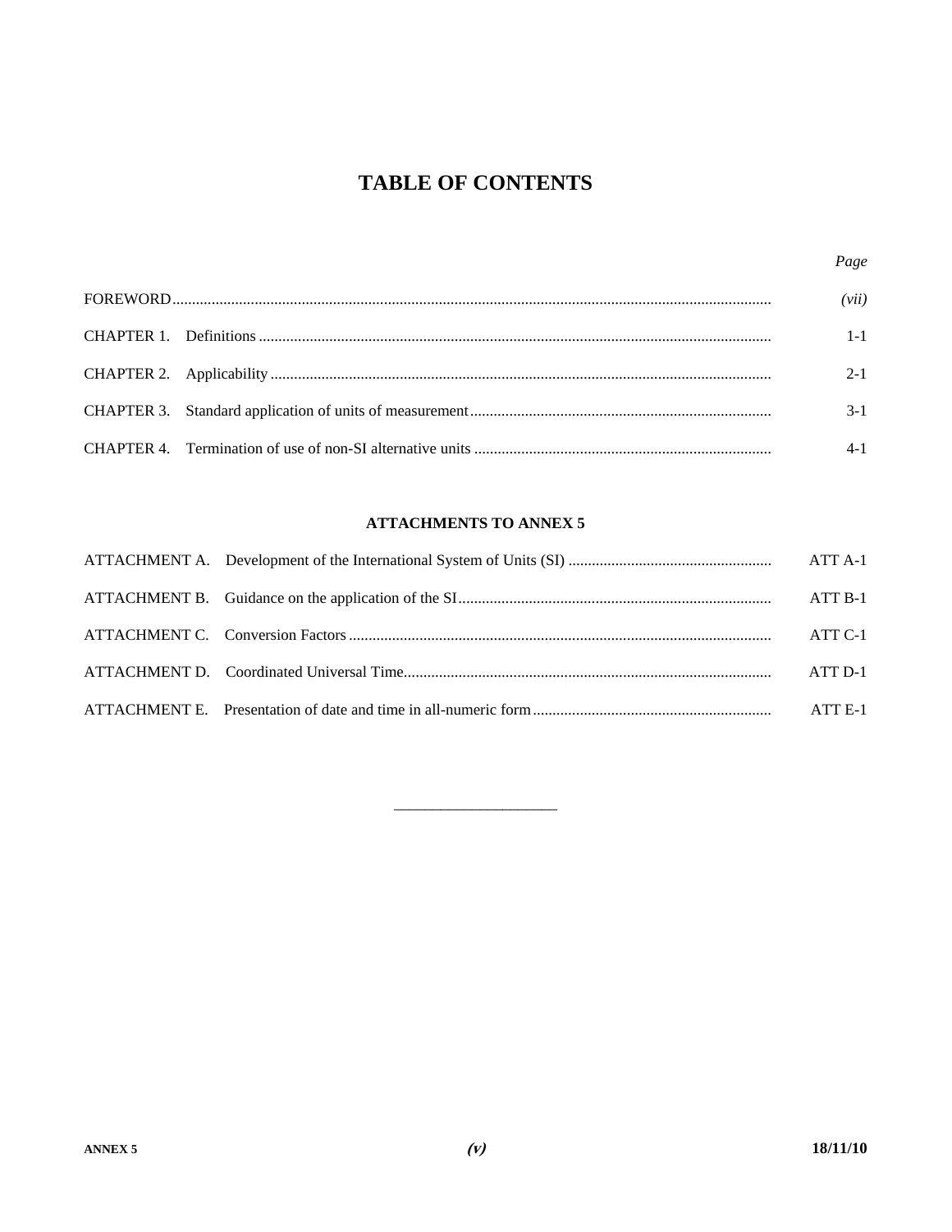# TABLE OF CONTENTS

| | Page |
|---|---|
| FOREWORD | *(vii)* |
| CHAPTER 1. Definitions | 1-1 |
| CHAPTER 2. Applicability | 2-1 |
| CHAPTER 3. Standard application of units of measurement | 3-1 |
| CHAPTER 4. Termination of use of non-SI alternative units | 4-1 |

**ATTACHMENTS TO ANNEX 5**

| | |
|---|---|
| ATTACHMENT A. Development of the International System of Units (SI) | ATT A-1 |
| ATTACHMENT B. Guidance on the application of the SI | ATT B-1 |
| ATTACHMENT C. Conversion Factors | ATT C-1 |
| ATTACHMENT D. Coordinated Universal Time | ATT D-1 |
| ATTACHMENT E. Presentation of date and time in all-numeric form | ATT E-1 |

______________________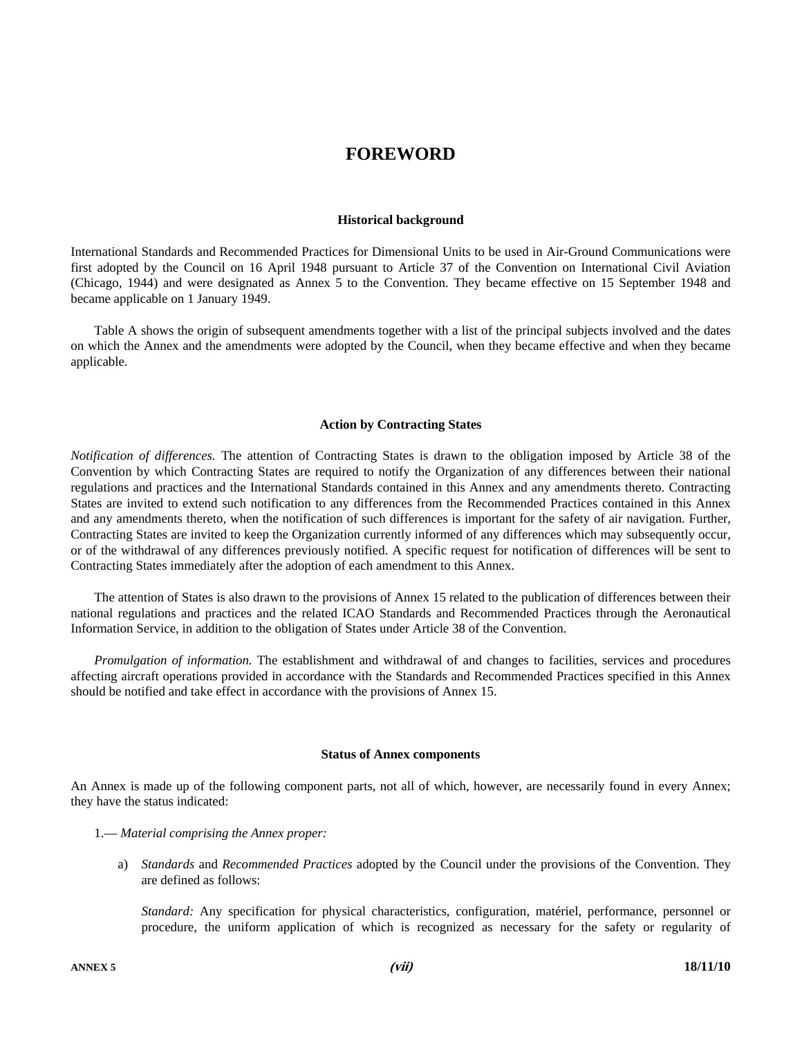# FOREWORD

### Historical background

International Standards and Recommended Practices for Dimensional Units to be used in Air-Ground Communications were first adopted by the Council on 16 April 1948 pursuant to Article 37 of the Convention on International Civil Aviation (Chicago, 1944) and were designated as Annex 5 to the Convention. They became effective on 15 September 1948 and became applicable on 1 January 1949.

Table A shows the origin of subsequent amendments together with a list of the principal subjects involved and the dates on which the Annex and the amendments were adopted by the Council, when they became effective and when they became applicable.

### Action by Contracting States

*Notification of differences.* The attention of Contracting States is drawn to the obligation imposed by Article 38 of the Convention by which Contracting States are required to notify the Organization of any differences between their national regulations and practices and the International Standards contained in this Annex and any amendments thereto. Contracting States are invited to extend such notification to any differences from the Recommended Practices contained in this Annex and any amendments thereto, when the notification of such differences is important for the safety of air navigation. Further, Contracting States are invited to keep the Organization currently informed of any differences which may subsequently occur, or of the withdrawal of any differences previously notified. A specific request for notification of differences will be sent to Contracting States immediately after the adoption of each amendment to this Annex.

The attention of States is also drawn to the provisions of Annex 15 related to the publication of differences between their national regulations and practices and the related ICAO Standards and Recommended Practices through the Aeronautical Information Service, in addition to the obligation of States under Article 38 of the Convention.

*Promulgation of information.* The establishment and withdrawal of and changes to facilities, services and procedures affecting aircraft operations provided in accordance with the Standards and Recommended Practices specified in this Annex should be notified and take effect in accordance with the provisions of Annex 15.

### Status of Annex components

An Annex is made up of the following component parts, not all of which, however, are necessarily found in every Annex; they have the status indicated:

1.— *Material comprising the Annex proper:*

a) *Standards* and *Recommended Practices* adopted by the Council under the provisions of the Convention. They are defined as follows:

*Standard:* Any specification for physical characteristics, configuration, matériel, performance, personnel or procedure, the uniform application of which is recognized as necessary for the safety or regularity of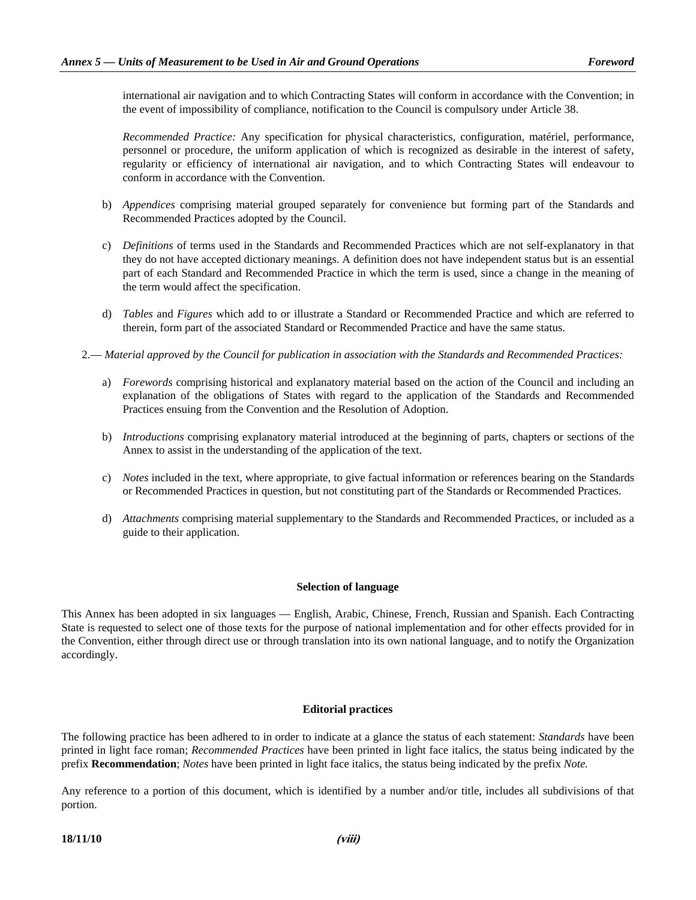international air navigation and to which Contracting States will conform in accordance with the Convention; in the event of impossibility of compliance, notification to the Council is compulsory under Article 38.

*Recommended Practice:* Any specification for physical characteristics, configuration, matériel, performance, personnel or procedure, the uniform application of which is recognized as desirable in the interest of safety, regularity or efficiency of international air navigation, and to which Contracting States will endeavour to conform in accordance with the Convention.

b) *Appendices* comprising material grouped separately for convenience but forming part of the Standards and Recommended Practices adopted by the Council.

c) *Definitions* of terms used in the Standards and Recommended Practices which are not self-explanatory in that they do not have accepted dictionary meanings. A definition does not have independent status but is an essential part of each Standard and Recommended Practice in which the term is used, since a change in the meaning of the term would affect the specification.

d) *Tables* and *Figures* which add to or illustrate a Standard or Recommended Practice and which are referred to therein, form part of the associated Standard or Recommended Practice and have the same status.

2.— *Material approved by the Council for publication in association with the Standards and Recommended Practices:*

a) *Forewords* comprising historical and explanatory material based on the action of the Council and including an explanation of the obligations of States with regard to the application of the Standards and Recommended Practices ensuing from the Convention and the Resolution of Adoption.

b) *Introductions* comprising explanatory material introduced at the beginning of parts, chapters or sections of the Annex to assist in the understanding of the application of the text.

c) *Notes* included in the text, where appropriate, to give factual information or references bearing on the Standards or Recommended Practices in question, but not constituting part of the Standards or Recommended Practices.

d) *Attachments* comprising material supplementary to the Standards and Recommended Practices, or included as a guide to their application.

**Selection of language**

This Annex has been adopted in six languages — English, Arabic, Chinese, French, Russian and Spanish. Each Contracting State is requested to select one of those texts for the purpose of national implementation and for other effects provided for in the Convention, either through direct use or through translation into its own national language, and to notify the Organization accordingly.

**Editorial practices**

The following practice has been adhered to in order to indicate at a glance the status of each statement: *Standards* have been printed in light face roman; *Recommended Practices* have been printed in light face italics, the status being indicated by the prefix **Recommendation**; *Notes* have been printed in light face italics, the status being indicated by the prefix *Note.*

Any reference to a portion of this document, which is identified by a number and/or title, includes all subdivisions of that portion.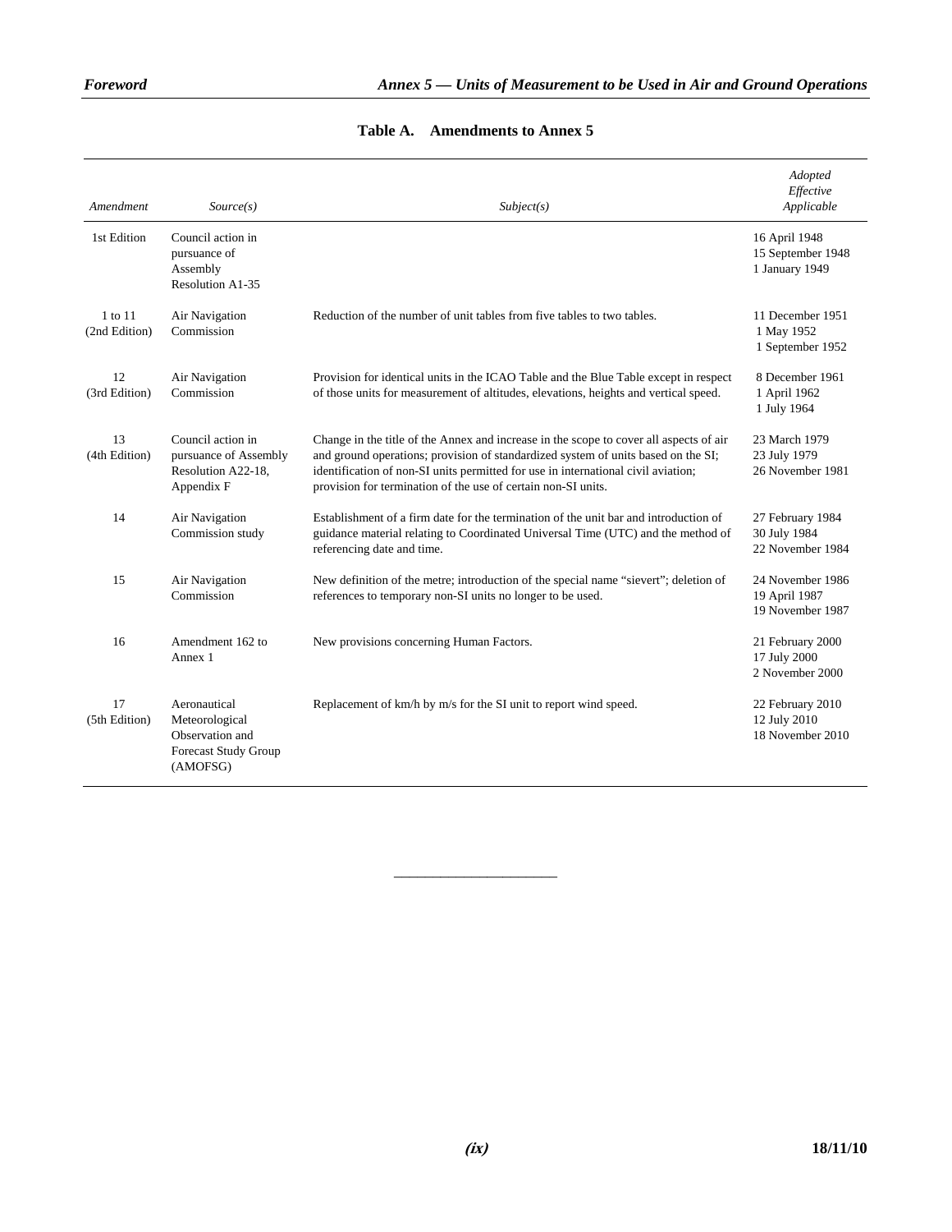**Table A. Amendments to Annex 5**

| *Amendment* | *Source(s)* | *Subject(s)* | *Adopted Effective Applicable* |
|---|---|---|---|
| 1st Edition | Council action in pursuance of Assembly Resolution A1-35 | | 16 April 1948<br>15 September 1948<br>1 January 1949 |
| 1 to 11 (2nd Edition) | Air Navigation Commission | Reduction of the number of unit tables from five tables to two tables. | 11 December 1951<br>1 May 1952<br>1 September 1952 |
| 12 (3rd Edition) | Air Navigation Commission | Provision for identical units in the ICAO Table and the Blue Table except in respect of those units for measurement of altitudes, elevations, heights and vertical speed. | 8 December 1961<br>1 April 1962<br>1 July 1964 |
| 13 (4th Edition) | Council action in pursuance of Assembly Resolution A22-18, Appendix F | Change in the title of the Annex and increase in the scope to cover all aspects of air and ground operations; provision of standardized system of units based on the SI; identification of non-SI units permitted for use in international civil aviation; provision for termination of the use of certain non-SI units. | 23 March 1979<br>23 July 1979<br>26 November 1981 |
| 14 | Air Navigation Commission study | Establishment of a firm date for the termination of the unit bar and introduction of guidance material relating to Coordinated Universal Time (UTC) and the method of referencing date and time. | 27 February 1984<br>30 July 1984<br>22 November 1984 |
| 15 | Air Navigation Commission | New definition of the metre; introduction of the special name "sievert"; deletion of references to temporary non-SI units no longer to be used. | 24 November 1986<br>19 April 1987<br>19 November 1987 |
| 16 | Amendment 162 to Annex 1 | New provisions concerning Human Factors. | 21 February 2000<br>17 July 2000<br>2 November 2000 |
| 17 (5th Edition) | Aeronautical Meteorological Observation and Forecast Study Group (AMOFSG) | Replacement of km/h by m/s for the SI unit to report wind speed. | 22 February 2010<br>12 July 2010<br>18 November 2010 |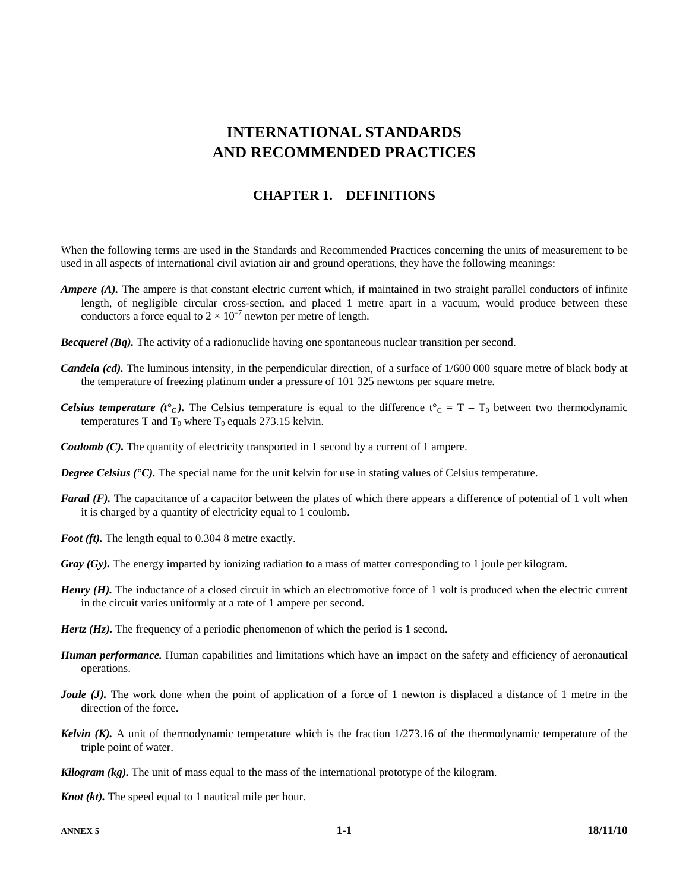# INTERNATIONAL STANDARDS AND RECOMMENDED PRACTICES

## CHAPTER 1. DEFINITIONS

When the following terms are used in the Standards and Recommended Practices concerning the units of measurement to be used in all aspects of international civil aviation air and ground operations, they have the following meanings:

***Ampere (A).*** The ampere is that constant electric current which, if maintained in two straight parallel conductors of infinite length, of negligible circular cross-section, and placed 1 metre apart in a vacuum, would produce between these conductors a force equal to $2 \times 10^{-7}$ newton per metre of length.

***Becquerel (Bq).*** The activity of a radionuclide having one spontaneous nuclear transition per second.

***Candela (cd).*** The luminous intensity, in the perpendicular direction, of a surface of 1/600 000 square metre of black body at the temperature of freezing platinum under a pressure of 101 325 newtons per square metre.

***Celsius temperature ($t°_C$).*** The Celsius temperature is equal to the difference $t°_C = T - T_0$ between two thermodynamic temperatures T and $T_0$ where $T_0$ equals 273.15 kelvin.

***Coulomb (C).*** The quantity of electricity transported in 1 second by a current of 1 ampere.

***Degree Celsius (°C).*** The special name for the unit kelvin for use in stating values of Celsius temperature.

***Farad (F).*** The capacitance of a capacitor between the plates of which there appears a difference of potential of 1 volt when it is charged by a quantity of electricity equal to 1 coulomb.

***Foot (ft).*** The length equal to 0.304 8 metre exactly.

***Gray (Gy).*** The energy imparted by ionizing radiation to a mass of matter corresponding to 1 joule per kilogram.

***Henry (H).*** The inductance of a closed circuit in which an electromotive force of 1 volt is produced when the electric current in the circuit varies uniformly at a rate of 1 ampere per second.

***Hertz (Hz).*** The frequency of a periodic phenomenon of which the period is 1 second.

***Human performance.*** Human capabilities and limitations which have an impact on the safety and efficiency of aeronautical operations.

***Joule (J).*** The work done when the point of application of a force of 1 newton is displaced a distance of 1 metre in the direction of the force.

***Kelvin (K).*** A unit of thermodynamic temperature which is the fraction 1/273.16 of the thermodynamic temperature of the triple point of water.

***Kilogram (kg).*** The unit of mass equal to the mass of the international prototype of the kilogram.

***Knot (kt).*** The speed equal to 1 nautical mile per hour.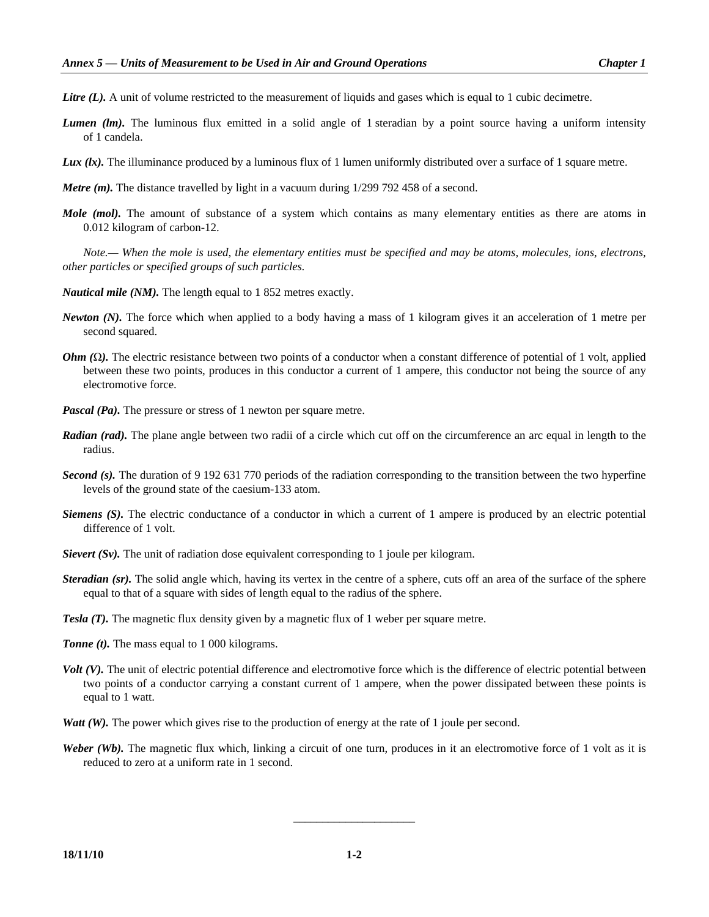***Litre (L).*** A unit of volume restricted to the measurement of liquids and gases which is equal to 1 cubic decimetre.

***Lumen (lm).*** The luminous flux emitted in a solid angle of 1 steradian by a point source having a uniform intensity of 1 candela.

***Lux (lx).*** The illuminance produced by a luminous flux of 1 lumen uniformly distributed over a surface of 1 square metre.

***Metre (m).*** The distance travelled by light in a vacuum during 1/299 792 458 of a second.

***Mole (mol).*** The amount of substance of a system which contains as many elementary entities as there are atoms in 0.012 kilogram of carbon-12.

*Note.— When the mole is used, the elementary entities must be specified and may be atoms, molecules, ions, electrons, other particles or specified groups of such particles.*

***Nautical mile (NM).*** The length equal to 1 852 metres exactly.

***Newton (N).*** The force which when applied to a body having a mass of 1 kilogram gives it an acceleration of 1 metre per second squared.

***Ohm (Ω).*** The electric resistance between two points of a conductor when a constant difference of potential of 1 volt, applied between these two points, produces in this conductor a current of 1 ampere, this conductor not being the source of any electromotive force.

***Pascal (Pa).*** The pressure or stress of 1 newton per square metre.

***Radian (rad).*** The plane angle between two radii of a circle which cut off on the circumference an arc equal in length to the radius.

***Second (s).*** The duration of 9 192 631 770 periods of the radiation corresponding to the transition between the two hyperfine levels of the ground state of the caesium-133 atom.

***Siemens (S).*** The electric conductance of a conductor in which a current of 1 ampere is produced by an electric potential difference of 1 volt.

***Sievert (Sv).*** The unit of radiation dose equivalent corresponding to 1 joule per kilogram.

***Steradian (sr).*** The solid angle which, having its vertex in the centre of a sphere, cuts off an area of the surface of the sphere equal to that of a square with sides of length equal to the radius of the sphere.

***Tesla (T).*** The magnetic flux density given by a magnetic flux of 1 weber per square metre.

***Tonne (t).*** The mass equal to 1 000 kilograms.

***Volt (V).*** The unit of electric potential difference and electromotive force which is the difference of electric potential between two points of a conductor carrying a constant current of 1 ampere, when the power dissipated between these points is equal to 1 watt.

***Watt (W).*** The power which gives rise to the production of energy at the rate of 1 joule per second.

***Weber (Wb).*** The magnetic flux which, linking a circuit of one turn, produces in it an electromotive force of 1 volt as it is reduced to zero at a uniform rate in 1 second.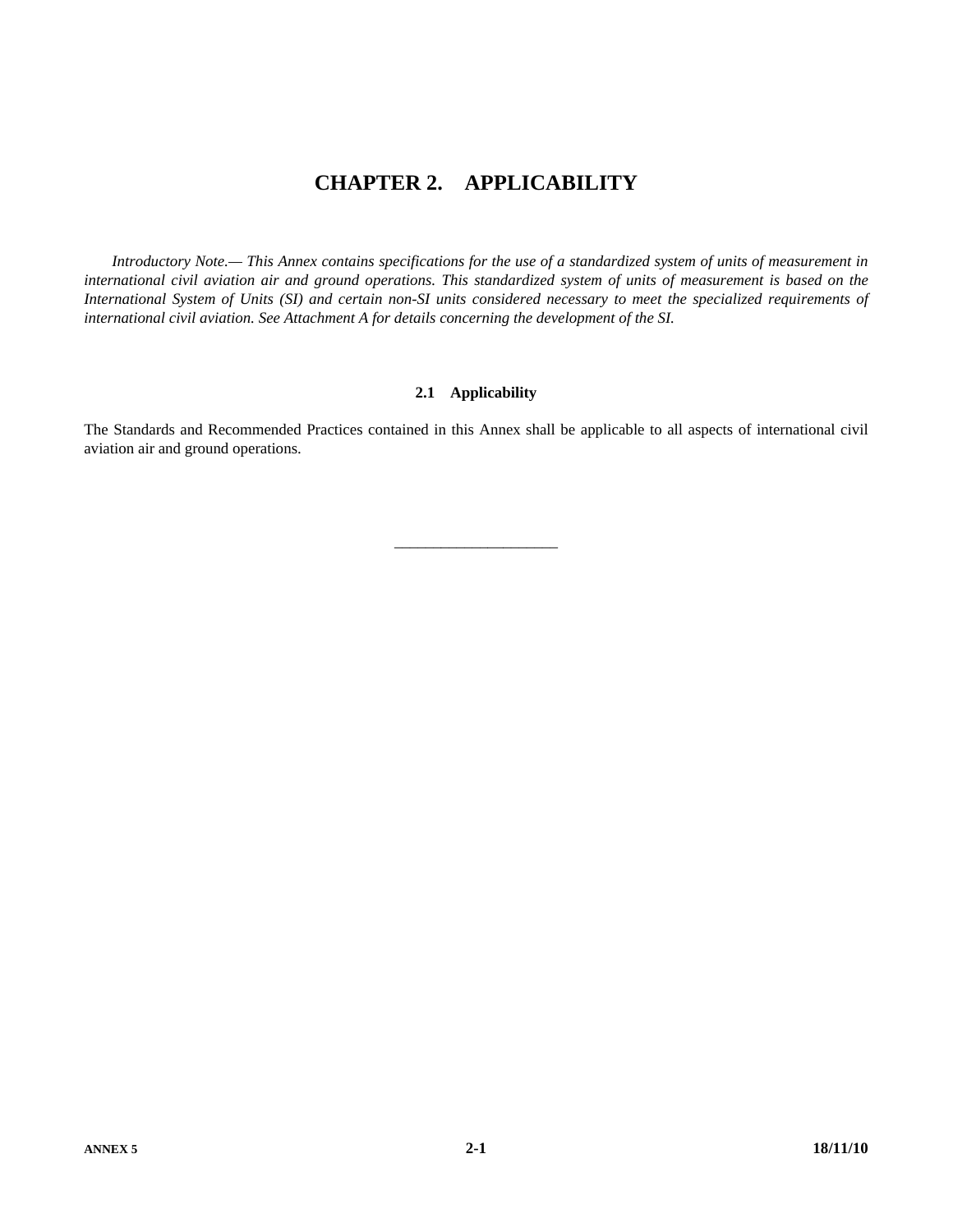# CHAPTER 2. APPLICABILITY

*Introductory Note.— This Annex contains specifications for the use of a standardized system of units of measurement in international civil aviation air and ground operations. This standardized system of units of measurement is based on the International System of Units (SI) and certain non-SI units considered necessary to meet the specialized requirements of international civil aviation. See Attachment A for details concerning the development of the SI.*

## 2.1 Applicability

The Standards and Recommended Practices contained in this Annex shall be applicable to all aspects of international civil aviation air and ground operations.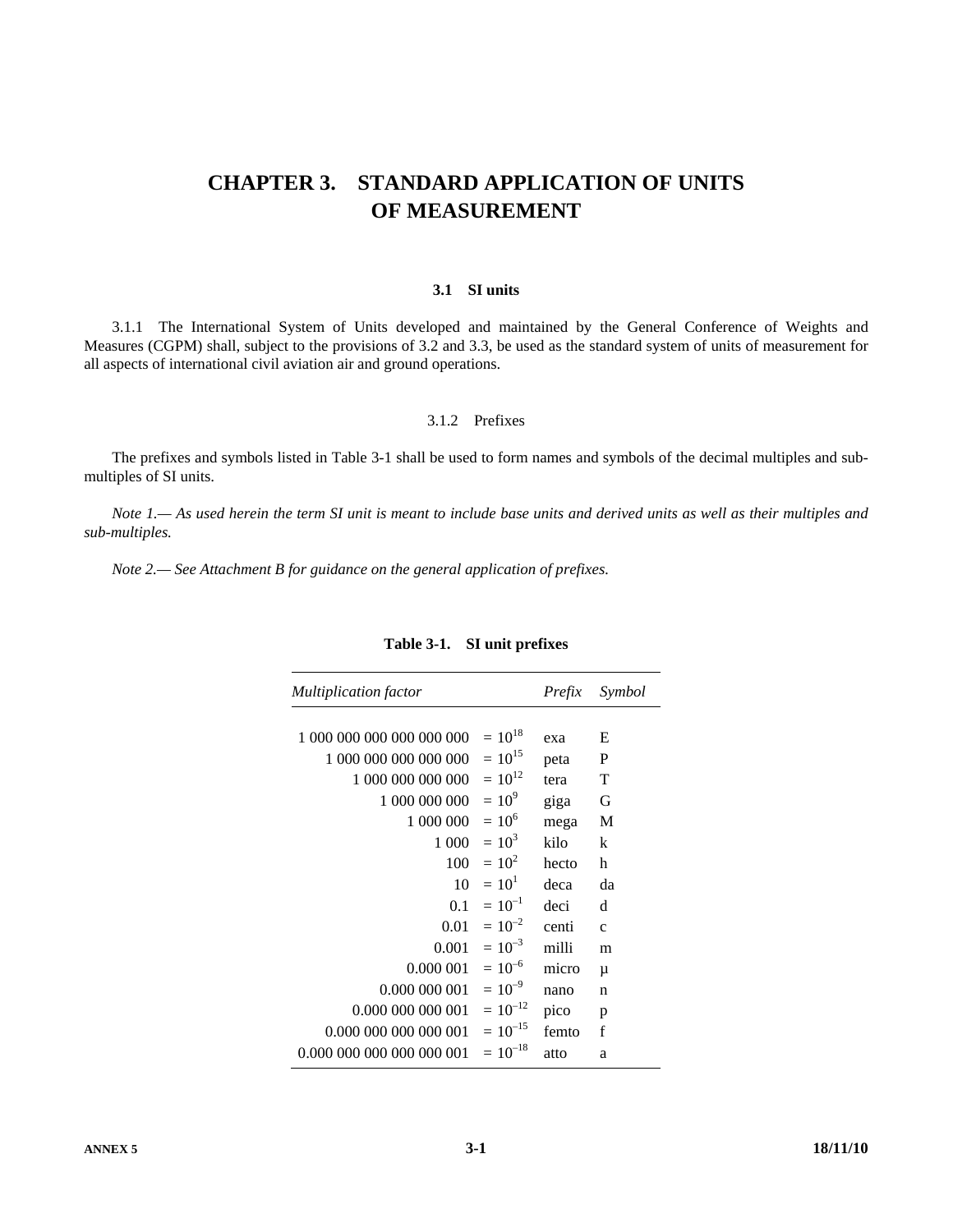# CHAPTER 3. STANDARD APPLICATION OF UNITS OF MEASUREMENT

## 3.1 SI units

3.1.1 The International System of Units developed and maintained by the General Conference of Weights and Measures (CGPM) shall, subject to the provisions of 3.2 and 3.3, be used as the standard system of units of measurement for all aspects of international civil aviation air and ground operations.

### 3.1.2 Prefixes

The prefixes and symbols listed in Table 3-1 shall be used to form names and symbols of the decimal multiples and sub-multiples of SI units.

*Note 1.— As used herein the term SI unit is meant to include base units and derived units as well as their multiples and sub-multiples.*

*Note 2.— See Attachment B for guidance on the general application of prefixes.*

**Table 3-1. SI unit prefixes**

| *Multiplication factor* | | *Prefix* | *Symbol* |
|---|---|---|---|
| 1 000 000 000 000 000 000 | $= 10^{18}$ | exa | E |
| 1 000 000 000 000 000 | $= 10^{15}$ | peta | P |
| 1 000 000 000 000 | $= 10^{12}$ | tera | T |
| 1 000 000 000 | $= 10^{9}$ | giga | G |
| 1 000 000 | $= 10^{6}$ | mega | M |
| 1 000 | $= 10^{3}$ | kilo | k |
| 100 | $= 10^{2}$ | hecto | h |
| 10 | $= 10^{1}$ | deca | da |
| 0.1 | $= 10^{-1}$ | deci | d |
| 0.01 | $= 10^{-2}$ | centi | c |
| 0.001 | $= 10^{-3}$ | milli | m |
| 0.000 001 | $= 10^{-6}$ | micro | µ |
| 0.000 000 001 | $= 10^{-9}$ | nano | n |
| 0.000 000 000 001 | $= 10^{-12}$ | pico | p |
| 0.000 000 000 000 001 | $= 10^{-15}$ | femto | f |
| 0.000 000 000 000 000 001 | $= 10^{-18}$ | atto | a |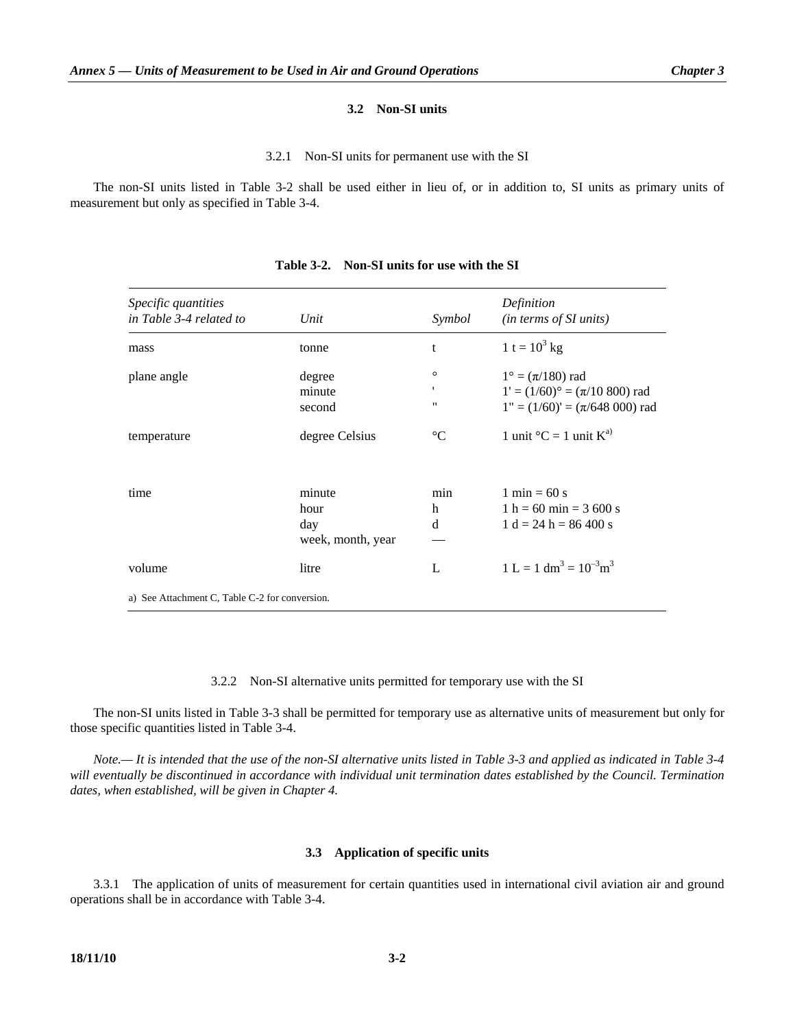## 3.2 Non-SI units

### 3.2.1 Non-SI units for permanent use with the SI

The non-SI units listed in Table 3-2 shall be used either in lieu of, or in addition to, SI units as primary units of measurement but only as specified in Table 3-4.

**Table 3-2. Non-SI units for use with the SI**

| *Specific quantities in Table 3-4 related to* | *Unit* | *Symbol* | *Definition (in terms of SI units)* |
|---|---|---|---|
| mass | tonne | t | $1\ t = 10^3\ kg$ |
| plane angle | degree<br>minute<br>second | °<br>'<br>" | $1° = (\pi/180)$ rad<br>$1' = (1/60)° = (\pi/10\ 800)$ rad<br>$1" = (1/60)' = (\pi/648\ 000)$ rad |
| temperature | degree Celsius | °C | 1 unit °C = 1 unit K[a)] |
| time | minute<br>hour<br>day<br>week, month, year | min<br>h<br>d<br>— | 1 min = 60 s<br>1 h = 60 min = 3 600 s<br>1 d = 24 h = 86 400 s |
| volume | litre | L | $1\ L = 1\ dm^3 = 10^{-3} m^3$ |

a) See Attachment C, Table C-2 for conversion.

### 3.2.2 Non-SI alternative units permitted for temporary use with the SI

The non-SI units listed in Table 3-3 shall be permitted for temporary use as alternative units of measurement but only for those specific quantities listed in Table 3-4.

*Note.— It is intended that the use of the non-SI alternative units listed in Table 3-3 and applied as indicated in Table 3-4 will eventually be discontinued in accordance with individual unit termination dates established by the Council. Termination dates, when established, will be given in Chapter 4.*

## 3.3 Application of specific units

3.3.1 The application of units of measurement for certain quantities used in international civil aviation air and ground operations shall be in accordance with Table 3-4.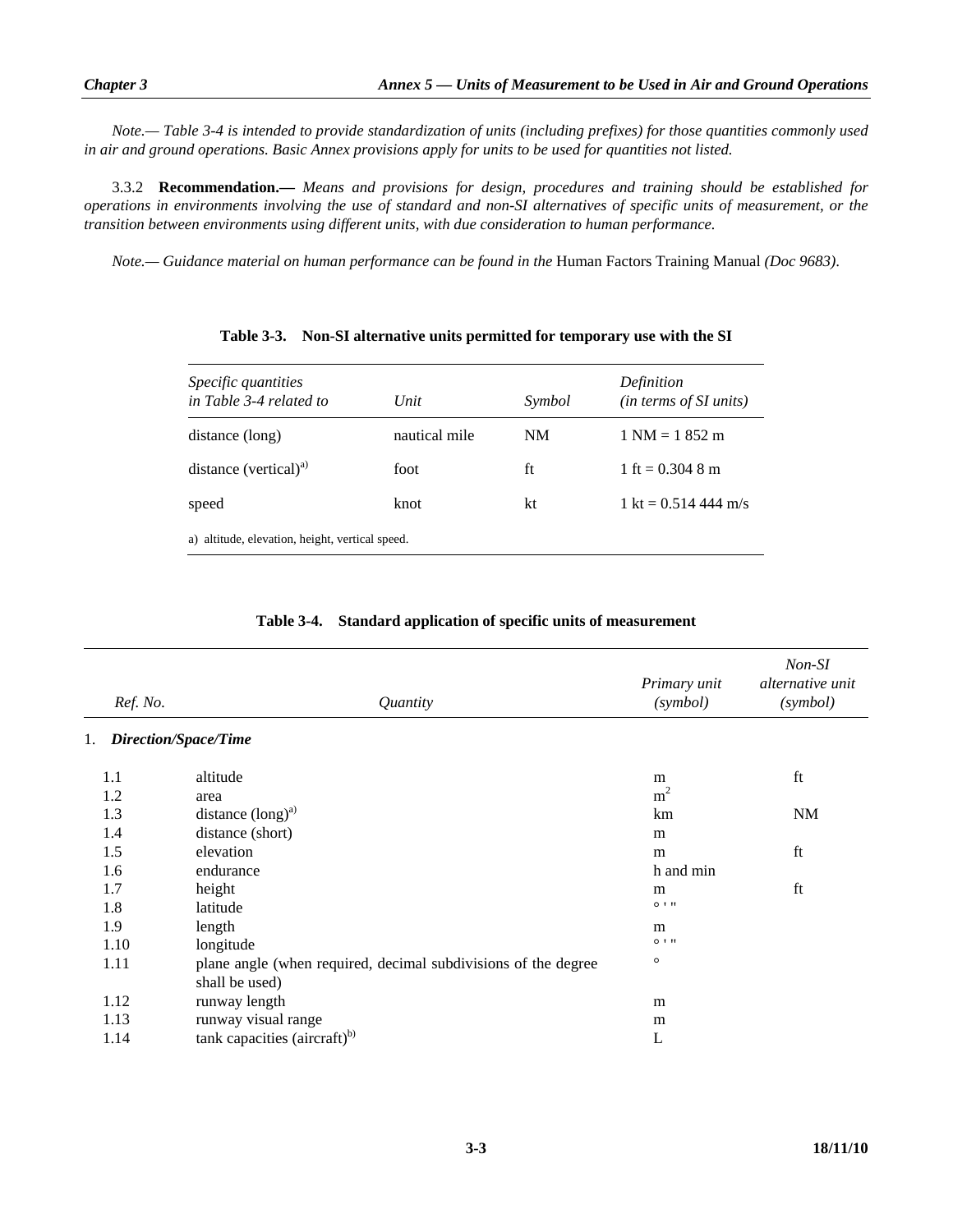*Note.— Table 3-4 is intended to provide standardization of units (including prefixes) for those quantities commonly used in air and ground operations. Basic Annex provisions apply for units to be used for quantities not listed.*

3.3.2 **Recommendation.—** *Means and provisions for design, procedures and training should be established for operations in environments involving the use of standard and non-SI alternatives of specific units of measurement, or the transition between environments using different units, with due consideration to human performance.*

*Note.— Guidance material on human performance can be found in the* Human Factors Training Manual *(Doc 9683).*

**Table 3-3. Non-SI alternative units permitted for temporary use with the SI**

| *Specific quantities in Table 3-4 related to* | *Unit* | *Symbol* | *Definition (in terms of SI units)* |
|---|---|---|---|
| distance (long) | nautical mile | NM | 1 NM = 1 852 m |
| distance (vertical)[a)] | foot | ft | 1 ft = 0.304 8 m |
| speed | knot | kt | 1 kt = 0.514 444 m/s |

a) altitude, elevation, height, vertical speed.

**Table 3-4. Standard application of specific units of measurement**

| *Ref. No.* | *Quantity* | *Primary unit (symbol)* | *Non-SI alternative unit (symbol)* |
|---|---|---|---|
| 1. | ***Direction/Space/Time*** | | |
| 1.1 | altitude | m | ft |
| 1.2 | area | $m^2$ | |
| 1.3 | distance (long)[a)] | km | NM |
| 1.4 | distance (short) | m | |
| 1.5 | elevation | m | ft |
| 1.6 | endurance | h and min | |
| 1.7 | height | m | ft |
| 1.8 | latitude | ° ' " | |
| 1.9 | length | m | |
| 1.10 | longitude | ° ' " | |
| 1.11 | plane angle (when required, decimal subdivisions of the degree shall be used) | ° | |
| 1.12 | runway length | m | |
| 1.13 | runway visual range | m | |
| 1.14 | tank capacities (aircraft)[b)] | L | |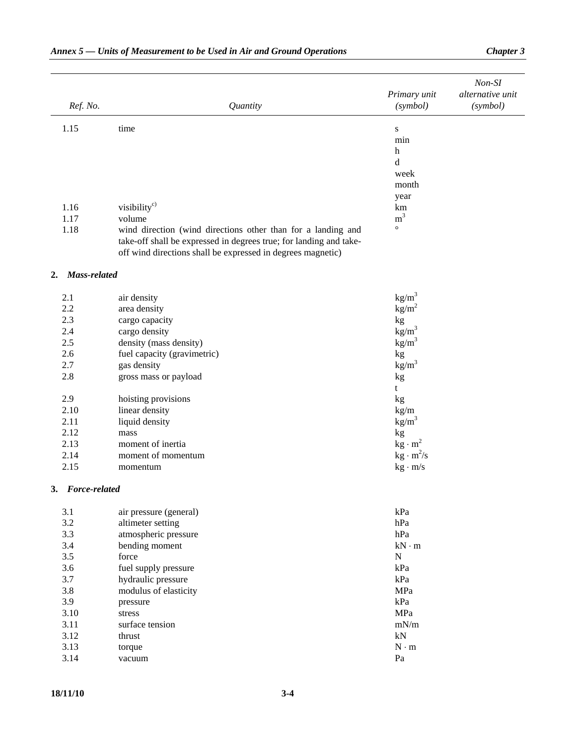| Ref. No. | Quantity | Primary unit (symbol) | Non-SI alternative unit (symbol) |
|---|---|---|---|
| 1.15 | time | s<br>min<br>h<br>d<br>week<br>month<br>year | |
| 1.16 | visibility[c)] | km | |
| 1.17 | volume | $m^3$ | |
| 1.18 | wind direction (wind directions other than for a landing and take-off shall be expressed in degrees true; for landing and take-off wind directions shall be expressed in degrees magnetic) | ° | |
| **2.** | ***Mass-related*** | | |
| 2.1 | air density | $kg/m^3$ | |
| 2.2 | area density | $kg/m^2$ | |
| 2.3 | cargo capacity | kg | |
| 2.4 | cargo density | $kg/m^3$ | |
| 2.5 | density (mass density) | $kg/m^3$ | |
| 2.6 | fuel capacity (gravimetric) | kg | |
| 2.7 | gas density | $kg/m^3$ | |
| 2.8 | gross mass or payload | kg<br>t | |
| 2.9 | hoisting provisions | kg | |
| 2.10 | linear density | kg/m | |
| 2.11 | liquid density | $kg/m^3$ | |
| 2.12 | mass | kg | |
| 2.13 | moment of inertia | $kg \cdot m^2$ | |
| 2.14 | moment of momentum | $kg \cdot m^2/s$ | |
| 2.15 | momentum | $kg \cdot m/s$ | |
| **3.** | ***Force-related*** | | |
| 3.1 | air pressure (general) | kPa | |
| 3.2 | altimeter setting | hPa | |
| 3.3 | atmospheric pressure | hPa | |
| 3.4 | bending moment | $kN \cdot m$ | |
| 3.5 | force | N | |
| 3.6 | fuel supply pressure | kPa | |
| 3.7 | hydraulic pressure | kPa | |
| 3.8 | modulus of elasticity | MPa | |
| 3.9 | pressure | kPa | |
| 3.10 | stress | MPa | |
| 3.11 | surface tension | mN/m | |
| 3.12 | thrust | kN | |
| 3.13 | torque | $N \cdot m$ | |
| 3.14 | vacuum | Pa | |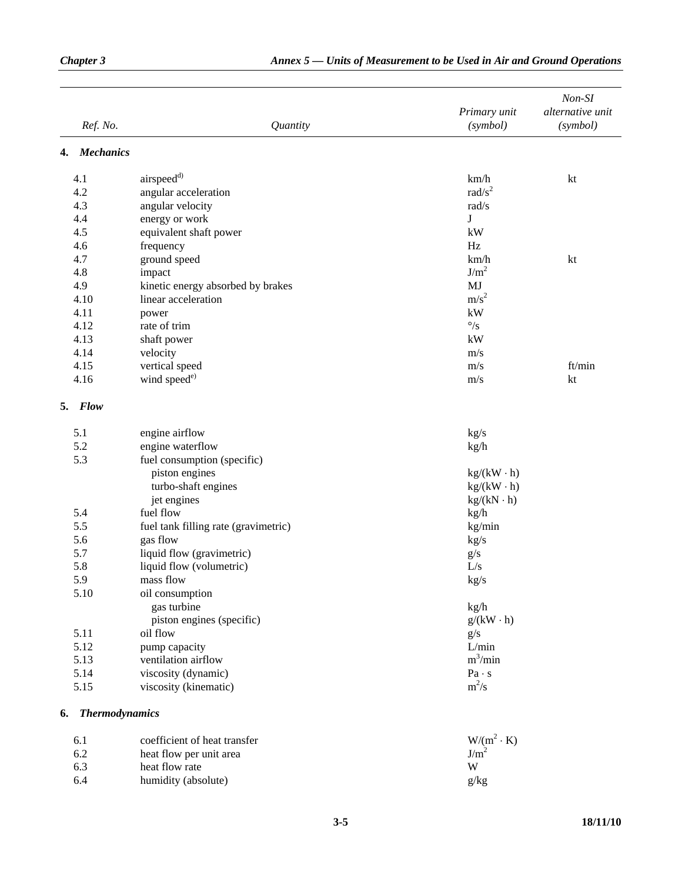| Ref. No. | Quantity | Primary unit (symbol) | Non-SI alternative unit (symbol) |
|---|---|---|---|
| **4.** | ***Mechanics*** | | |
| 4.1 | airspeed[d)] | km/h | kt |
| 4.2 | angular acceleration | $rad/s^2$ | |
| 4.3 | angular velocity | rad/s | |
| 4.4 | energy or work | J | |
| 4.5 | equivalent shaft power | kW | |
| 4.6 | frequency | Hz | |
| 4.7 | ground speed | km/h | kt |
| 4.8 | impact | $J/m^2$ | |
| 4.9 | kinetic energy absorbed by brakes | MJ | |
| 4.10 | linear acceleration | $m/s^2$ | |
| 4.11 | power | kW | |
| 4.12 | rate of trim | °/s | |
| 4.13 | shaft power | kW | |
| 4.14 | velocity | m/s | |
| 4.15 | vertical speed | m/s | ft/min |
| 4.16 | wind speed[e)] | m/s | kt |
| **5.** | ***Flow*** | | |
| 5.1 | engine airflow | kg/s | |
| 5.2 | engine waterflow | kg/h | |
| 5.3 | fuel consumption (specific) | | |
| | piston engines | $kg/(kW \cdot h)$ | |
| | turbo-shaft engines | $kg/(kW \cdot h)$ | |
| | jet engines | $kg/(kN \cdot h)$ | |
| 5.4 | fuel flow | kg/h | |
| 5.5 | fuel tank filling rate (gravimetric) | kg/min | |
| 5.6 | gas flow | kg/s | |
| 5.7 | liquid flow (gravimetric) | g/s | |
| 5.8 | liquid flow (volumetric) | L/s | |
| 5.9 | mass flow | kg/s | |
| 5.10 | oil consumption | | |
| | gas turbine | kg/h | |
| | piston engines (specific) | $g/(kW \cdot h)$ | |
| 5.11 | oil flow | g/s | |
| 5.12 | pump capacity | L/min | |
| 5.13 | ventilation airflow | $m^3/min$ | |
| 5.14 | viscosity (dynamic) | $Pa \cdot s$ | |
| 5.15 | viscosity (kinematic) | $m^2/s$ | |
| **6.** | ***Thermodynamics*** | | |
| 6.1 | coefficient of heat transfer | $W/(m^2 \cdot K)$ | |
| 6.2 | heat flow per unit area | $J/m^2$ | |
| 6.3 | heat flow rate | W | |
| 6.4 | humidity (absolute) | g/kg | |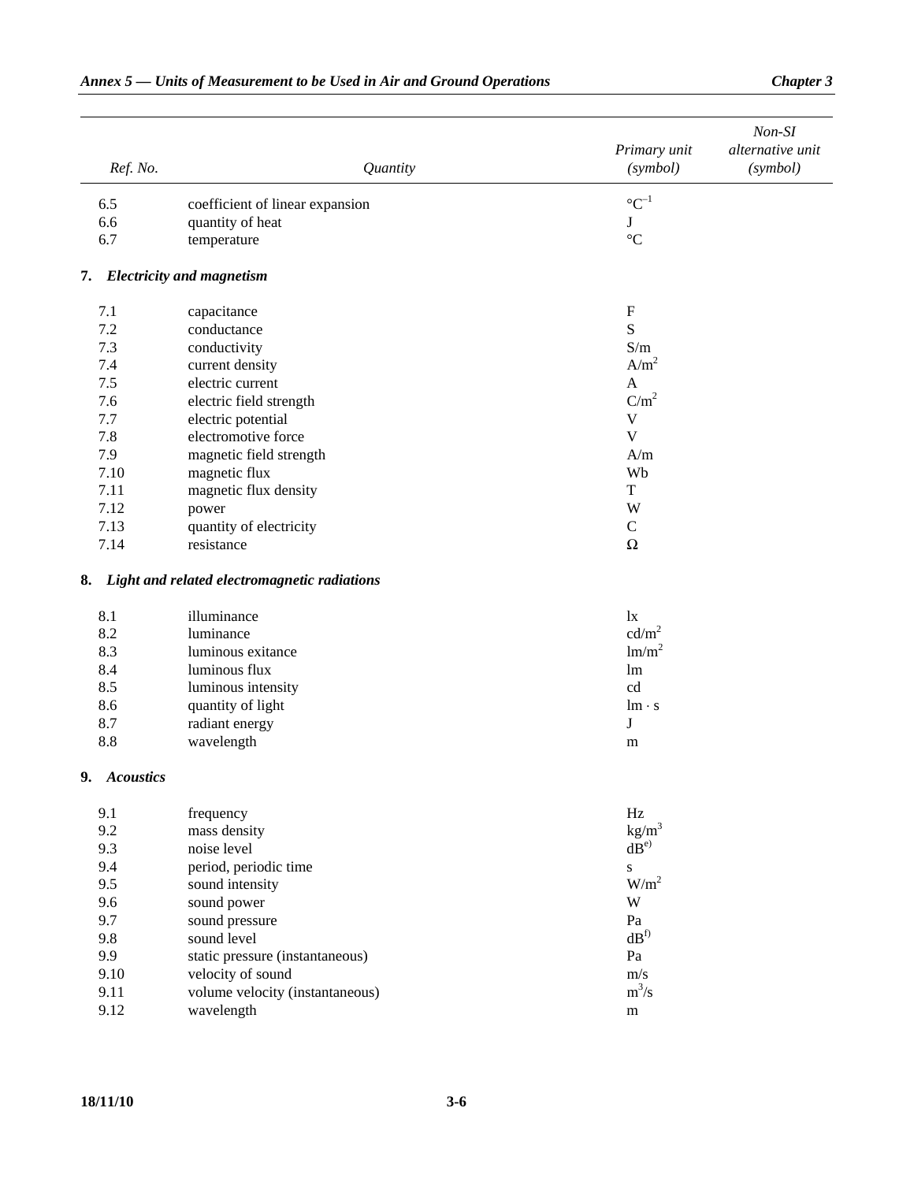| Ref. No. | Quantity | Primary unit (symbol) | Non-SI alternative unit (symbol) |
|---|---|---|---|
| 6.5 | coefficient of linear expansion | $°C^{-1}$ | |
| 6.6 | quantity of heat | J | |
| 6.7 | temperature | °C | |
| **7.** | ***Electricity and magnetism*** | | |
| 7.1 | capacitance | F | |
| 7.2 | conductance | S | |
| 7.3 | conductivity | S/m | |
| 7.4 | current density | $A/m^2$ | |
| 7.5 | electric current | A | |
| 7.6 | electric field strength | $C/m^2$ | |
| 7.7 | electric potential | V | |
| 7.8 | electromotive force | V | |
| 7.9 | magnetic field strength | A/m | |
| 7.10 | magnetic flux | Wb | |
| 7.11 | magnetic flux density | T | |
| 7.12 | power | W | |
| 7.13 | quantity of electricity | C | |
| 7.14 | resistance | Ω | |
| **8.** | ***Light and related electromagnetic radiations*** | | |
| 8.1 | illuminance | lx | |
| 8.2 | luminance | $cd/m^2$ | |
| 8.3 | luminous exitance | $lm/m^2$ | |
| 8.4 | luminous flux | lm | |
| 8.5 | luminous intensity | cd | |
| 8.6 | quantity of light | lm · s | |
| 8.7 | radiant energy | J | |
| 8.8 | wavelength | m | |
| **9.** | ***Acoustics*** | | |
| 9.1 | frequency | Hz | |
| 9.2 | mass density | $kg/m^3$ | |
| 9.3 | noise level | dB[e)] | |
| 9.4 | period, periodic time | s | |
| 9.5 | sound intensity | $W/m^2$ | |
| 9.6 | sound power | W | |
| 9.7 | sound pressure | Pa | |
| 9.8 | sound level | dB[f)] | |
| 9.9 | static pressure (instantaneous) | Pa | |
| 9.10 | velocity of sound | m/s | |
| 9.11 | volume velocity (instantaneous) | $m^3/s$ | |
| 9.12 | wavelength | m | |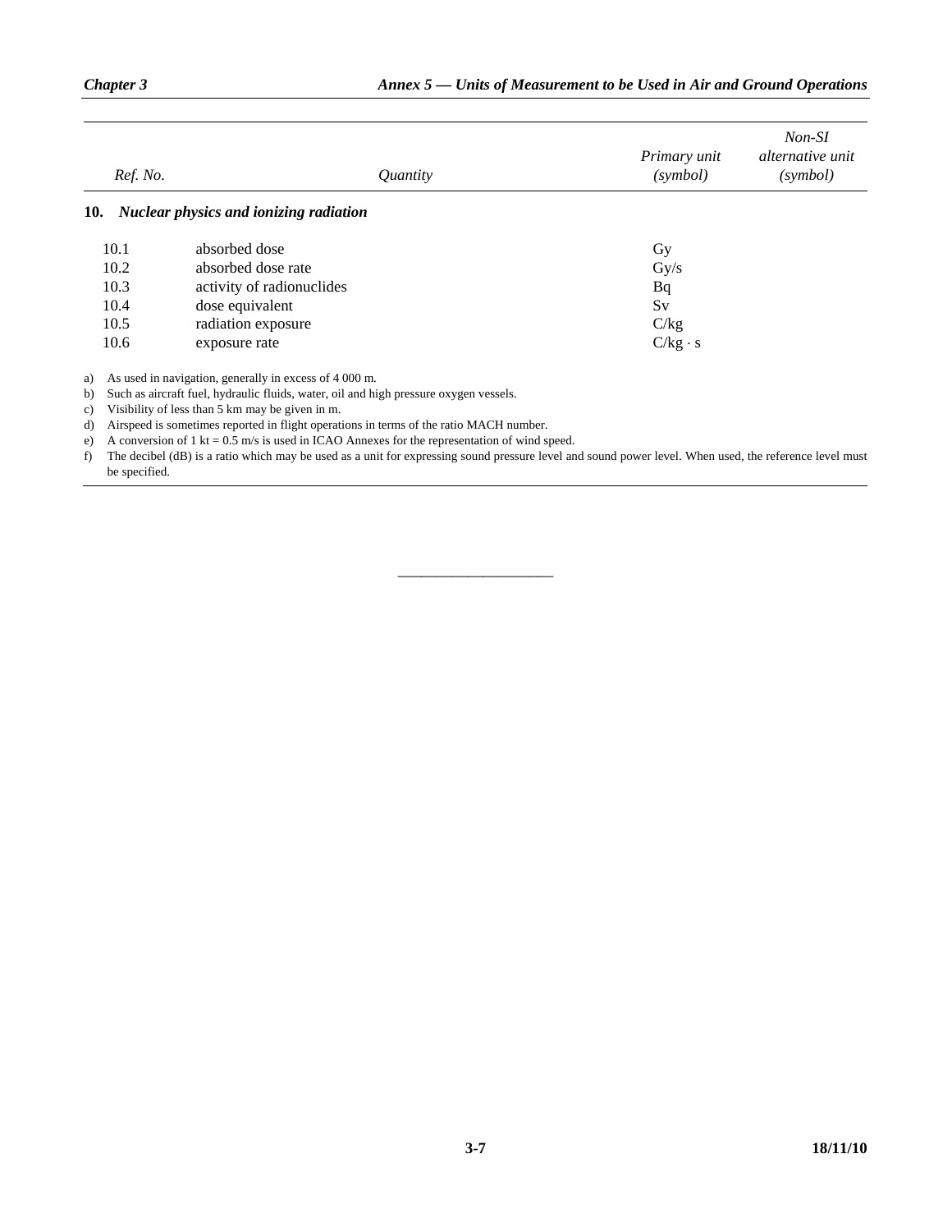| Ref. No. | Quantity | Primary unit (symbol) | Non-SI alternative unit (symbol) |
|---|---|---|---|
| **10.** | ***Nuclear physics and ionizing radiation*** | | |
| 10.1 | absorbed dose | Gy | |
| 10.2 | absorbed dose rate | Gy/s | |
| 10.3 | activity of radionuclides | Bq | |
| 10.4 | dose equivalent | Sv | |
| 10.5 | radiation exposure | C/kg | |
| 10.6 | exposure rate | C/kg · s | |

a) As used in navigation, generally in excess of 4 000 m.

b) Such as aircraft fuel, hydraulic fluids, water, oil and high pressure oxygen vessels.

c) Visibility of less than 5 km may be given in m.

d) Airspeed is sometimes reported in flight operations in terms of the ratio MACH number.

e) A conversion of 1 kt = 0.5 m/s is used in ICAO Annexes for the representation of wind speed.

f) The decibel (dB) is a ratio which may be used as a unit for expressing sound pressure level and sound power level. When used, the reference level must be specified.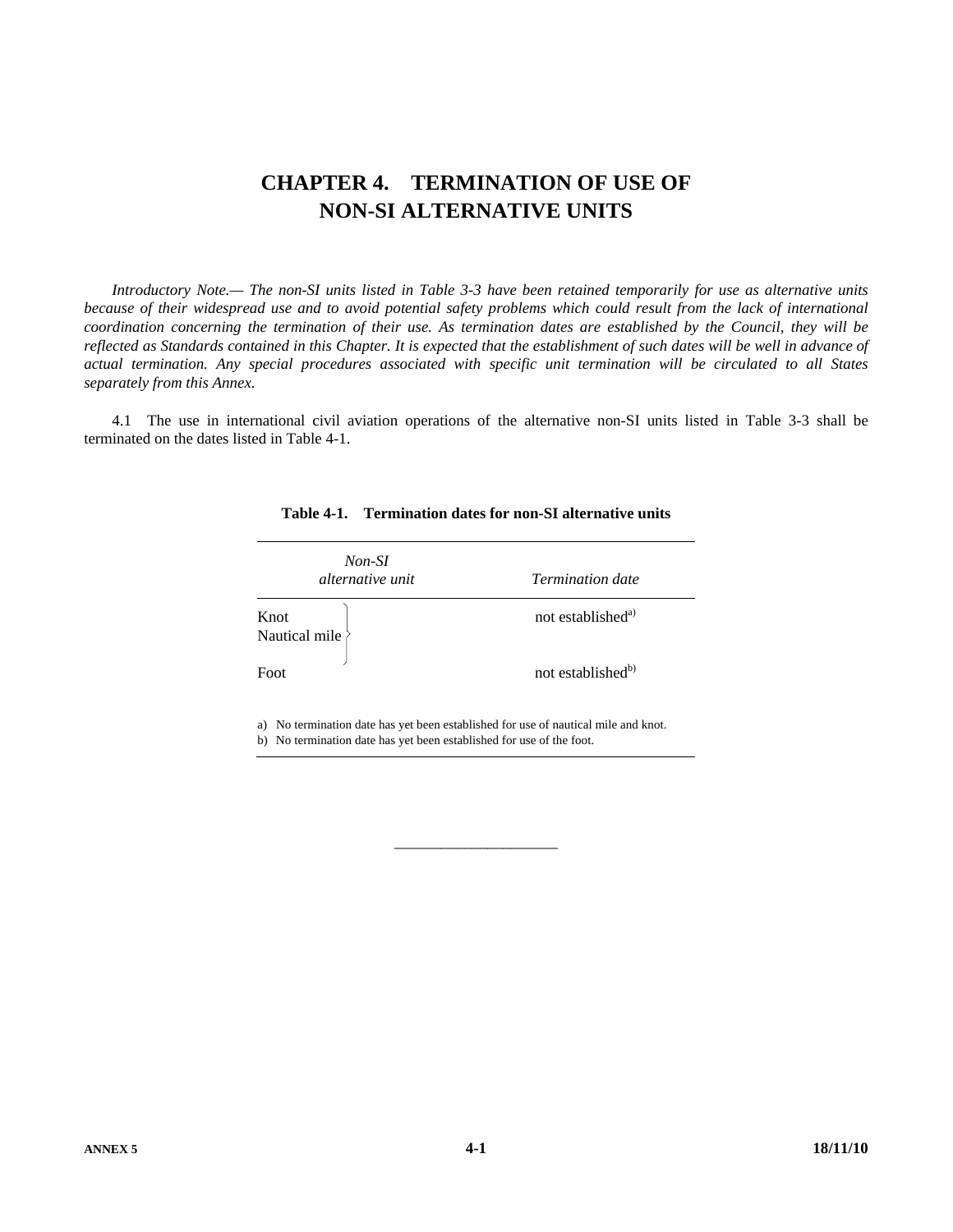# CHAPTER 4. TERMINATION OF USE OF NON-SI ALTERNATIVE UNITS

*Introductory Note.— The non-SI units listed in Table 3-3 have been retained temporarily for use as alternative units because of their widespread use and to avoid potential safety problems which could result from the lack of international coordination concerning the termination of their use. As termination dates are established by the Council, they will be reflected as Standards contained in this Chapter. It is expected that the establishment of such dates will be well in advance of actual termination. Any special procedures associated with specific unit termination will be circulated to all States separately from this Annex.*

4.1 The use in international civil aviation operations of the alternative non-SI units listed in Table 3-3 shall be terminated on the dates listed in Table 4-1.

**Table 4-1. Termination dates for non-SI alternative units**

| *Non-SI alternative unit* | *Termination date* |
|---|---|
| Knot<br>Nautical mile | not established[a)] |
| Foot | not established[b)] |

a) No termination date has yet been established for use of nautical mile and knot.
b) No termination date has yet been established for use of the foot.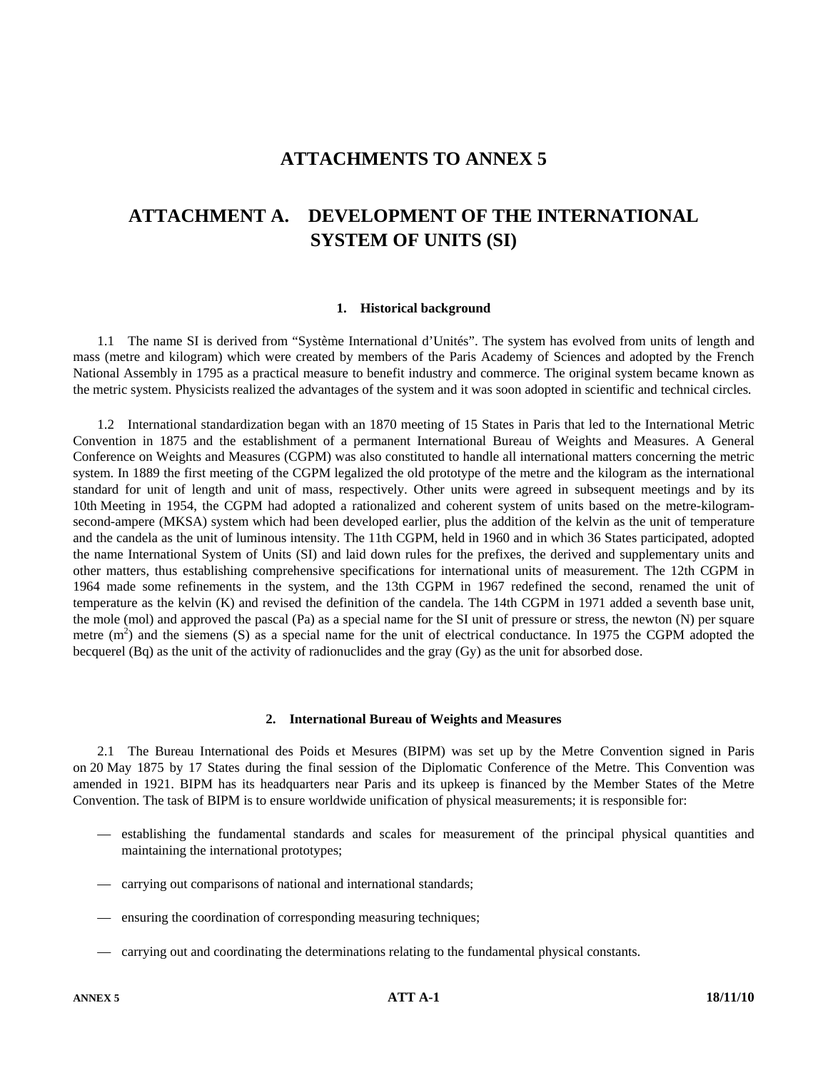# ATTACHMENTS TO ANNEX 5

# ATTACHMENT A. DEVELOPMENT OF THE INTERNATIONAL SYSTEM OF UNITS (SI)

### 1. Historical background

1.1 The name SI is derived from "Système International d'Unités". The system has evolved from units of length and mass (metre and kilogram) which were created by members of the Paris Academy of Sciences and adopted by the French National Assembly in 1795 as a practical measure to benefit industry and commerce. The original system became known as the metric system. Physicists realized the advantages of the system and it was soon adopted in scientific and technical circles.

1.2 International standardization began with an 1870 meeting of 15 States in Paris that led to the International Metric Convention in 1875 and the establishment of a permanent International Bureau of Weights and Measures. A General Conference on Weights and Measures (CGPM) was also constituted to handle all international matters concerning the metric system. In 1889 the first meeting of the CGPM legalized the old prototype of the metre and the kilogram as the international standard for unit of length and unit of mass, respectively. Other units were agreed in subsequent meetings and by its 10th Meeting in 1954, the CGPM had adopted a rationalized and coherent system of units based on the metre-kilogram-second-ampere (MKSA) system which had been developed earlier, plus the addition of the kelvin as the unit of temperature and the candela as the unit of luminous intensity. The 11th CGPM, held in 1960 and in which 36 States participated, adopted the name International System of Units (SI) and laid down rules for the prefixes, the derived and supplementary units and other matters, thus establishing comprehensive specifications for international units of measurement. The 12th CGPM in 1964 made some refinements in the system, and the 13th CGPM in 1967 redefined the second, renamed the unit of temperature as the kelvin (K) and revised the definition of the candela. The 14th CGPM in 1971 added a seventh base unit, the mole (mol) and approved the pascal (Pa) as a special name for the SI unit of pressure or stress, the newton (N) per square metre ($m^2$) and the siemens (S) as a special name for the unit of electrical conductance. In 1975 the CGPM adopted the becquerel (Bq) as the unit of the activity of radionuclides and the gray (Gy) as the unit for absorbed dose.

### 2. International Bureau of Weights and Measures

2.1 The Bureau International des Poids et Mesures (BIPM) was set up by the Metre Convention signed in Paris on 20 May 1875 by 17 States during the final session of the Diplomatic Conference of the Metre. This Convention was amended in 1921. BIPM has its headquarters near Paris and its upkeep is financed by the Member States of the Metre Convention. The task of BIPM is to ensure worldwide unification of physical measurements; it is responsible for:

— establishing the fundamental standards and scales for measurement of the principal physical quantities and maintaining the international prototypes;

— carrying out comparisons of national and international standards;

— ensuring the coordination of corresponding measuring techniques;

— carrying out and coordinating the determinations relating to the fundamental physical constants.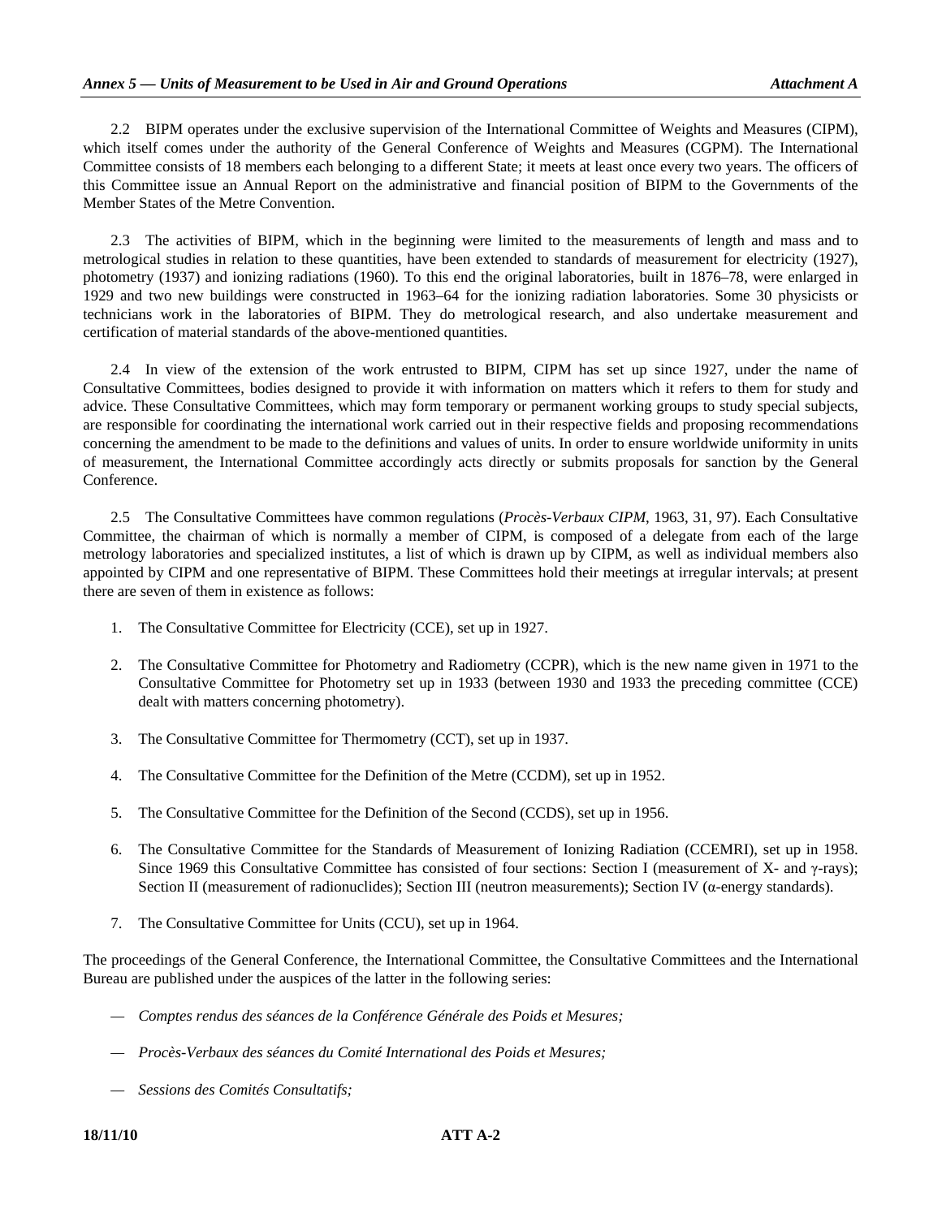2.2 BIPM operates under the exclusive supervision of the International Committee of Weights and Measures (CIPM), which itself comes under the authority of the General Conference of Weights and Measures (CGPM). The International Committee consists of 18 members each belonging to a different State; it meets at least once every two years. The officers of this Committee issue an Annual Report on the administrative and financial position of BIPM to the Governments of the Member States of the Metre Convention.

2.3 The activities of BIPM, which in the beginning were limited to the measurements of length and mass and to metrological studies in relation to these quantities, have been extended to standards of measurement for electricity (1927), photometry (1937) and ionizing radiations (1960). To this end the original laboratories, built in 1876–78, were enlarged in 1929 and two new buildings were constructed in 1963–64 for the ionizing radiation laboratories. Some 30 physicists or technicians work in the laboratories of BIPM. They do metrological research, and also undertake measurement and certification of material standards of the above-mentioned quantities.

2.4 In view of the extension of the work entrusted to BIPM, CIPM has set up since 1927, under the name of Consultative Committees, bodies designed to provide it with information on matters which it refers to them for study and advice. These Consultative Committees, which may form temporary or permanent working groups to study special subjects, are responsible for coordinating the international work carried out in their respective fields and proposing recommendations concerning the amendment to be made to the definitions and values of units. In order to ensure worldwide uniformity in units of measurement, the International Committee accordingly acts directly or submits proposals for sanction by the General Conference.

2.5 The Consultative Committees have common regulations (*Procès-Verbaux CIPM*, 1963, 31, 97). Each Consultative Committee, the chairman of which is normally a member of CIPM, is composed of a delegate from each of the large metrology laboratories and specialized institutes, a list of which is drawn up by CIPM, as well as individual members also appointed by CIPM and one representative of BIPM. These Committees hold their meetings at irregular intervals; at present there are seven of them in existence as follows:

1. The Consultative Committee for Electricity (CCE), set up in 1927.
2. The Consultative Committee for Photometry and Radiometry (CCPR), which is the new name given in 1971 to the Consultative Committee for Photometry set up in 1933 (between 1930 and 1933 the preceding committee (CCE) dealt with matters concerning photometry).
3. The Consultative Committee for Thermometry (CCT), set up in 1937.
4. The Consultative Committee for the Definition of the Metre (CCDM), set up in 1952.
5. The Consultative Committee for the Definition of the Second (CCDS), set up in 1956.
6. The Consultative Committee for the Standards of Measurement of Ionizing Radiation (CCEMRI), set up in 1958. Since 1969 this Consultative Committee has consisted of four sections: Section I (measurement of X- and γ-rays); Section II (measurement of radionuclides); Section III (neutron measurements); Section IV (α-energy standards).
7. The Consultative Committee for Units (CCU), set up in 1964.

The proceedings of the General Conference, the International Committee, the Consultative Committees and the International Bureau are published under the auspices of the latter in the following series:

— *Comptes rendus des séances de la Conférence Générale des Poids et Mesures;*

— *Procès-Verbaux des séances du Comité International des Poids et Mesures;*

— *Sessions des Comités Consultatifs;*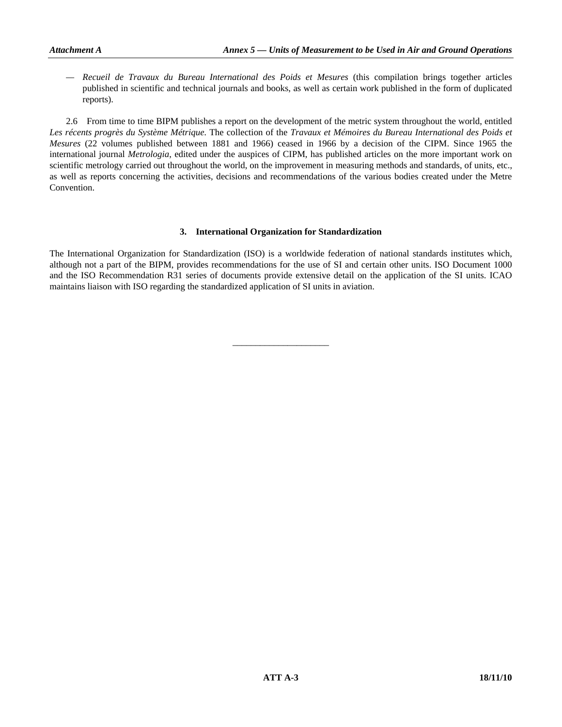— *Recueil de Travaux du Bureau International des Poids et Mesures* (this compilation brings together articles published in scientific and technical journals and books, as well as certain work published in the form of duplicated reports).

2.6 From time to time BIPM publishes a report on the development of the metric system throughout the world, entitled *Les récents progrès du Système Métrique.* The collection of the *Travaux et Mémoires du Bureau International des Poids et Mesures* (22 volumes published between 1881 and 1966) ceased in 1966 by a decision of the CIPM. Since 1965 the international journal *Metrologia*, edited under the auspices of CIPM, has published articles on the more important work on scientific metrology carried out throughout the world, on the improvement in measuring methods and standards, of units, etc., as well as reports concerning the activities, decisions and recommendations of the various bodies created under the Metre Convention.

## 3. International Organization for Standardization

The International Organization for Standardization (ISO) is a worldwide federation of national standards institutes which, although not a part of the BIPM, provides recommendations for the use of SI and certain other units. ISO Document 1000 and the ISO Recommendation R31 series of documents provide extensive detail on the application of the SI units. ICAO maintains liaison with ISO regarding the standardized application of SI units in aviation.

_____________________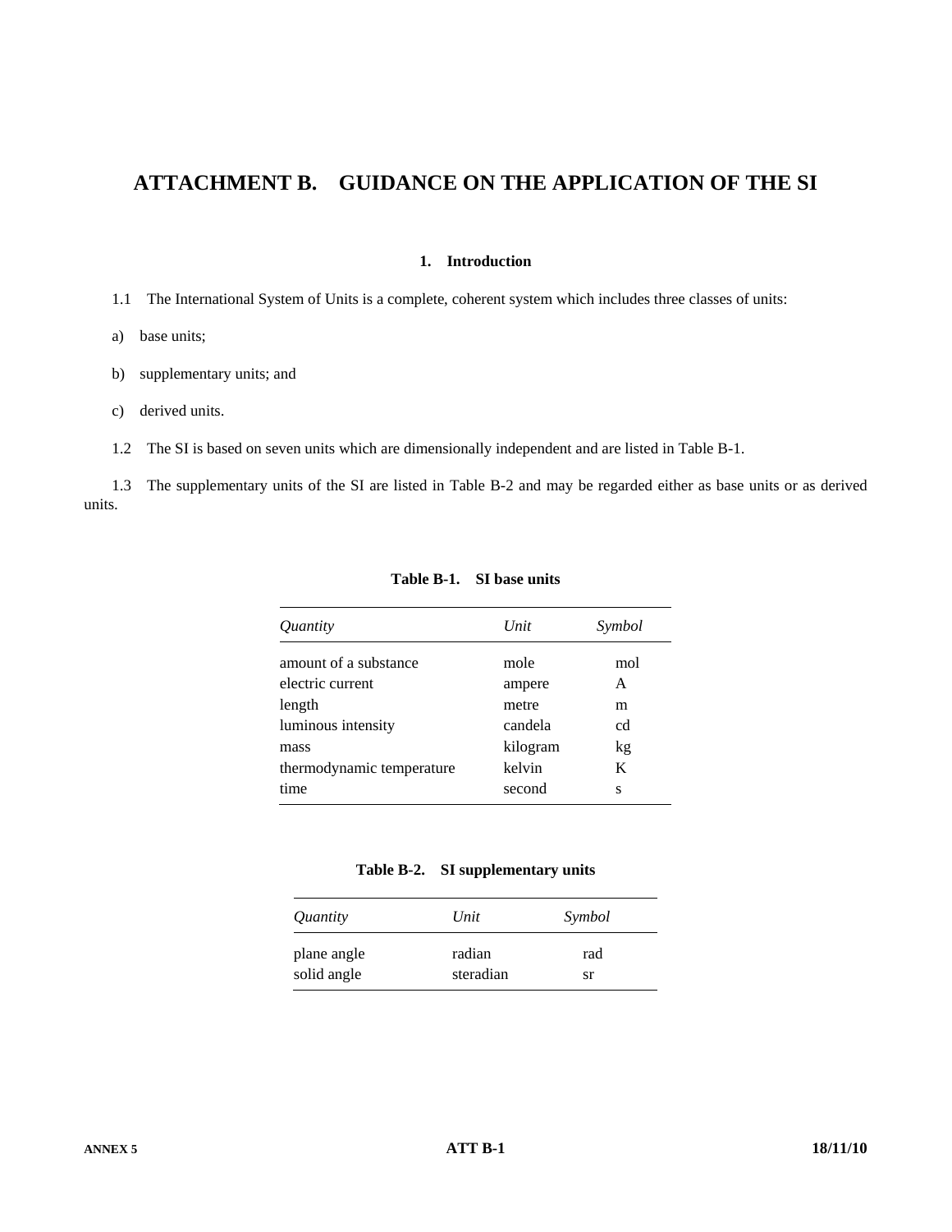# ATTACHMENT B. GUIDANCE ON THE APPLICATION OF THE SI

## 1. Introduction

1.1 The International System of Units is a complete, coherent system which includes three classes of units:

a) base units;

b) supplementary units; and

c) derived units.

1.2 The SI is based on seven units which are dimensionally independent and are listed in Table B-1.

1.3 The supplementary units of the SI are listed in Table B-2 and may be regarded either as base units or as derived units.

**Table B-1. SI base units**

| *Quantity* | *Unit* | *Symbol* |
|---|---|---|
| amount of a substance | mole | mol |
| electric current | ampere | A |
| length | metre | m |
| luminous intensity | candela | cd |
| mass | kilogram | kg |
| thermodynamic temperature | kelvin | K |
| time | second | s |

**Table B-2. SI supplementary units**

| *Quantity* | *Unit* | *Symbol* |
|---|---|---|
| plane angle | radian | rad |
| solid angle | steradian | sr |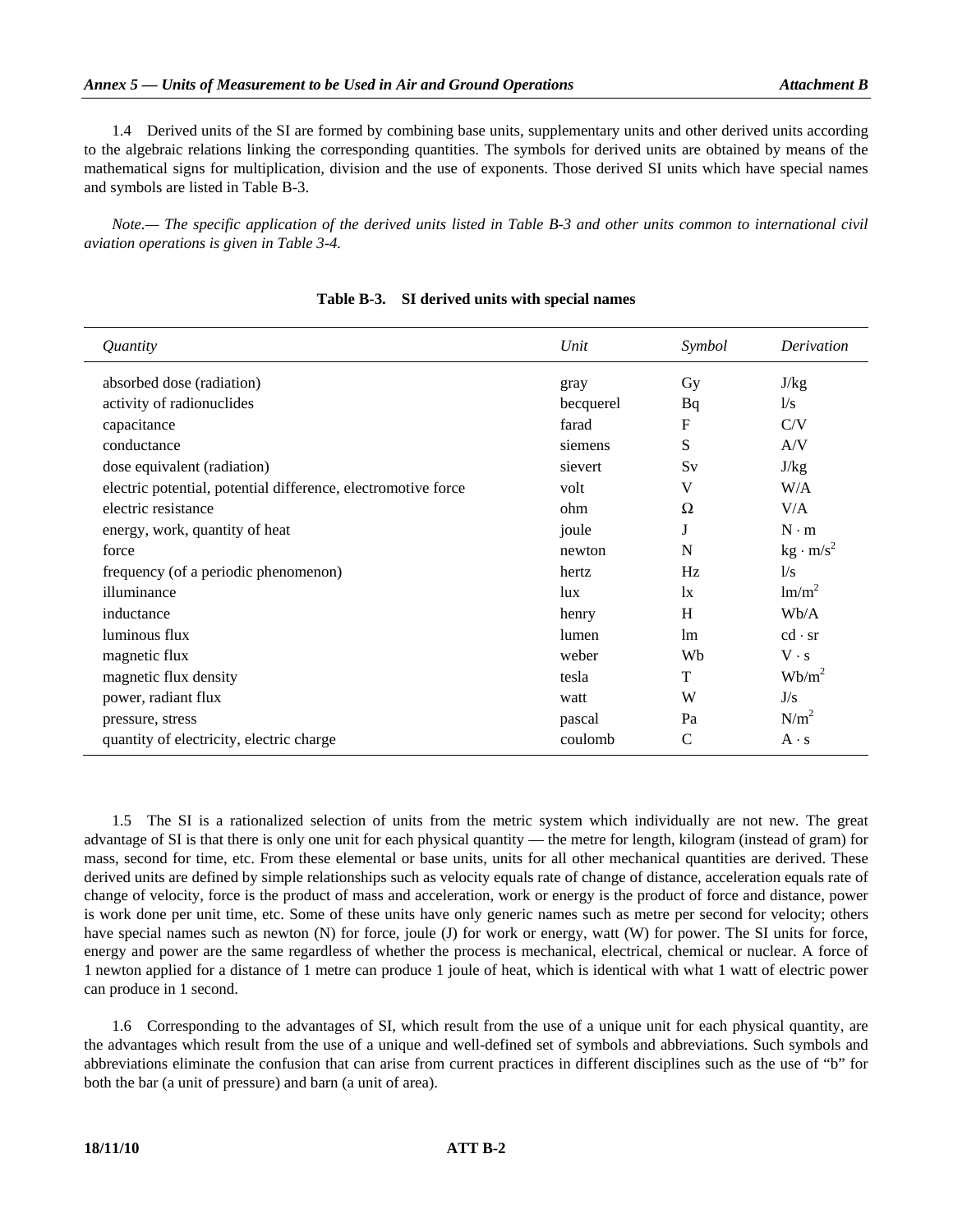1.4 Derived units of the SI are formed by combining base units, supplementary units and other derived units according to the algebraic relations linking the corresponding quantities. The symbols for derived units are obtained by means of the mathematical signs for multiplication, division and the use of exponents. Those derived SI units which have special names and symbols are listed in Table B-3.

*Note.— The specific application of the derived units listed in Table B-3 and other units common to international civil aviation operations is given in Table 3-4.*

**Table B-3. SI derived units with special names**

| *Quantity* | *Unit* | *Symbol* | *Derivation* |
|---|---|---|---|
| absorbed dose (radiation) | gray | Gy | J/kg |
| activity of radionuclides | becquerel | Bq | l/s |
| capacitance | farad | F | C/V |
| conductance | siemens | S | A/V |
| dose equivalent (radiation) | sievert | Sv | J/kg |
| electric potential, potential difference, electromotive force | volt | V | W/A |
| electric resistance | ohm | Ω | V/A |
| energy, work, quantity of heat | joule | J | N · m |
| force | newton | N | kg · m/s$^2$ |
| frequency (of a periodic phenomenon) | hertz | Hz | l/s |
| illuminance | lux | lx | lm/m$^2$ |
| inductance | henry | H | Wb/A |
| luminous flux | lumen | lm | cd · sr |
| magnetic flux | weber | Wb | V · s |
| magnetic flux density | tesla | T | Wb/m$^2$ |
| power, radiant flux | watt | W | J/s |
| pressure, stress | pascal | Pa | N/m$^2$ |
| quantity of electricity, electric charge | coulomb | C | A · s |

1.5 The SI is a rationalized selection of units from the metric system which individually are not new. The great advantage of SI is that there is only one unit for each physical quantity — the metre for length, kilogram (instead of gram) for mass, second for time, etc. From these elemental or base units, units for all other mechanical quantities are derived. These derived units are defined by simple relationships such as velocity equals rate of change of distance, acceleration equals rate of change of velocity, force is the product of mass and acceleration, work or energy is the product of force and distance, power is work done per unit time, etc. Some of these units have only generic names such as metre per second for velocity; others have special names such as newton (N) for force, joule (J) for work or energy, watt (W) for power. The SI units for force, energy and power are the same regardless of whether the process is mechanical, electrical, chemical or nuclear. A force of 1 newton applied for a distance of 1 metre can produce 1 joule of heat, which is identical with what 1 watt of electric power can produce in 1 second.

1.6 Corresponding to the advantages of SI, which result from the use of a unique unit for each physical quantity, are the advantages which result from the use of a unique and well-defined set of symbols and abbreviations. Such symbols and abbreviations eliminate the confusion that can arise from current practices in different disciplines such as the use of "b" for both the bar (a unit of pressure) and barn (a unit of area).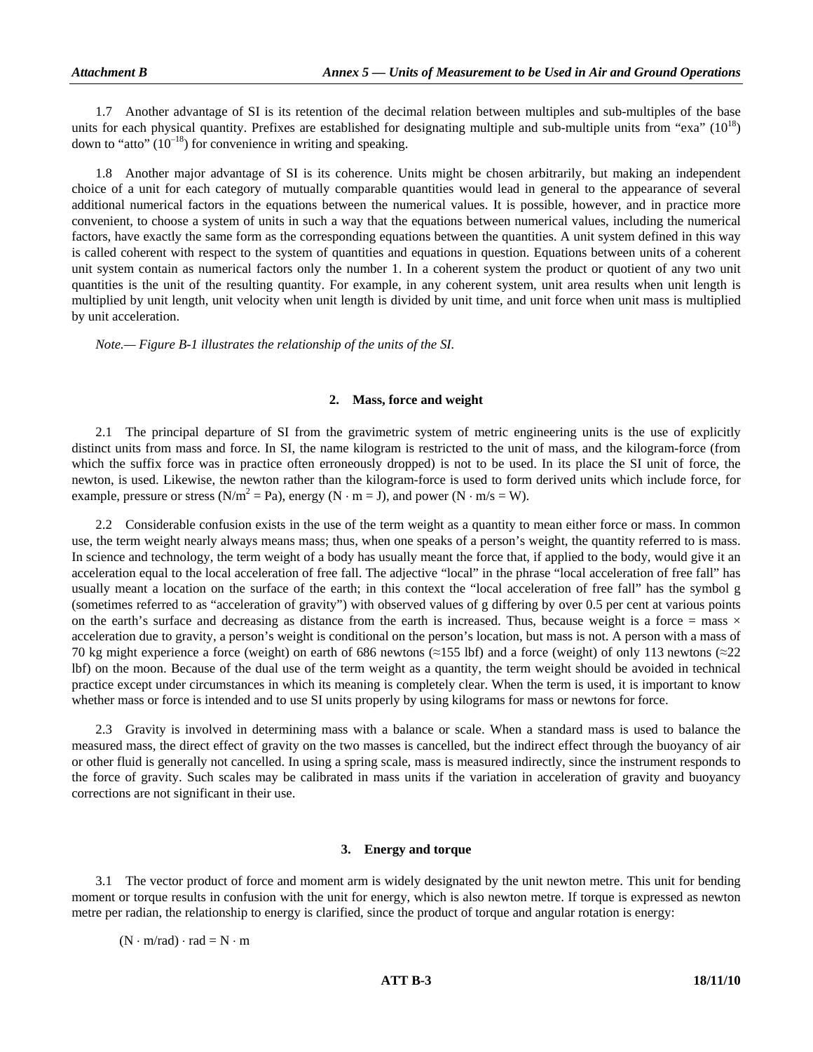1.7 Another advantage of SI is its retention of the decimal relation between multiples and sub-multiples of the base units for each physical quantity. Prefixes are established for designating multiple and sub-multiple units from "exa" ($10^{18}$) down to "atto" ($10^{-18}$) for convenience in writing and speaking.

1.8 Another major advantage of SI is its coherence. Units might be chosen arbitrarily, but making an independent choice of a unit for each category of mutually comparable quantities would lead in general to the appearance of several additional numerical factors in the equations between the numerical values. It is possible, however, and in practice more convenient, to choose a system of units in such a way that the equations between numerical values, including the numerical factors, have exactly the same form as the corresponding equations between the quantities. A unit system defined in this way is called coherent with respect to the system of quantities and equations in question. Equations between units of a coherent unit system contain as numerical factors only the number 1. In a coherent system the product or quotient of any two unit quantities is the unit of the resulting quantity. For example, in any coherent system, unit area results when unit length is multiplied by unit length, unit velocity when unit length is divided by unit time, and unit force when unit mass is multiplied by unit acceleration.

*Note.— Figure B-1 illustrates the relationship of the units of the SI.*

## 2. Mass, force and weight

2.1 The principal departure of SI from the gravimetric system of metric engineering units is the use of explicitly distinct units from mass and force. In SI, the name kilogram is restricted to the unit of mass, and the kilogram-force (from which the suffix force was in practice often erroneously dropped) is not to be used. In its place the SI unit of force, the newton, is used. Likewise, the newton rather than the kilogram-force is used to form derived units which include force, for example, pressure or stress ($N/m^2 = Pa$), energy ($N \cdot m = J$), and power ($N \cdot m/s = W$).

2.2 Considerable confusion exists in the use of the term weight as a quantity to mean either force or mass. In common use, the term weight nearly always means mass; thus, when one speaks of a person's weight, the quantity referred to is mass. In science and technology, the term weight of a body has usually meant the force that, if applied to the body, would give it an acceleration equal to the local acceleration of free fall. The adjective "local" in the phrase "local acceleration of free fall" has usually meant a location on the surface of the earth; in this context the "local acceleration of free fall" has the symbol g (sometimes referred to as "acceleration of gravity") with observed values of g differing by over 0.5 per cent at various points on the earth's surface and decreasing as distance from the earth is increased. Thus, because weight is a force = mass × acceleration due to gravity, a person's weight is conditional on the person's location, but mass is not. A person with a mass of 70 kg might experience a force (weight) on earth of 686 newtons (≈155 lbf) and a force (weight) of only 113 newtons (≈22 lbf) on the moon. Because of the dual use of the term weight as a quantity, the term weight should be avoided in technical practice except under circumstances in which its meaning is completely clear. When the term is used, it is important to know whether mass or force is intended and to use SI units properly by using kilograms for mass or newtons for force.

2.3 Gravity is involved in determining mass with a balance or scale. When a standard mass is used to balance the measured mass, the direct effect of gravity on the two masses is cancelled, but the indirect effect through the buoyancy of air or other fluid is generally not cancelled. In using a spring scale, mass is measured indirectly, since the instrument responds to the force of gravity. Such scales may be calibrated in mass units if the variation in acceleration of gravity and buoyancy corrections are not significant in their use.

## 3. Energy and torque

3.1 The vector product of force and moment arm is widely designated by the unit newton metre. This unit for bending moment or torque results in confusion with the unit for energy, which is also newton metre. If torque is expressed as newton metre per radian, the relationship to energy is clarified, since the product of torque and angular rotation is energy:

$$(N \cdot m/rad) \cdot rad = N \cdot m$$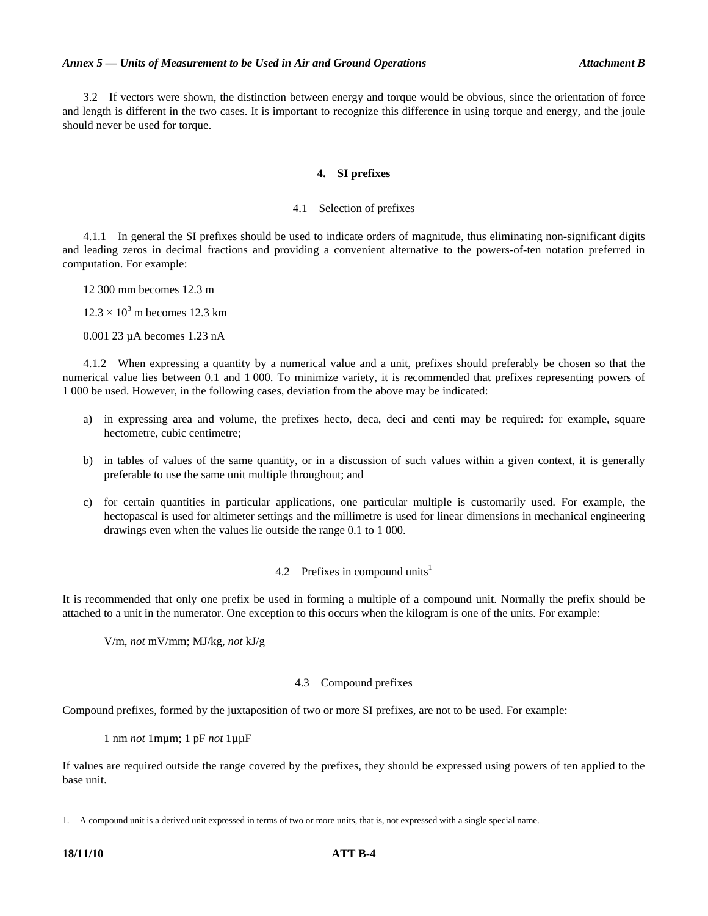3.2 If vectors were shown, the distinction between energy and torque would be obvious, since the orientation of force and length is different in the two cases. It is important to recognize this difference in using torque and energy, and the joule should never be used for torque.

## 4. SI prefixes

### 4.1 Selection of prefixes

4.1.1 In general the SI prefixes should be used to indicate orders of magnitude, thus eliminating non-significant digits and leading zeros in decimal fractions and providing a convenient alternative to the powers-of-ten notation preferred in computation. For example:

12 300 mm becomes 12.3 m

$12.3 \times 10^3$ m becomes 12.3 km

0.001 23 µA becomes 1.23 nA

4.1.2 When expressing a quantity by a numerical value and a unit, prefixes should preferably be chosen so that the numerical value lies between 0.1 and 1 000. To minimize variety, it is recommended that prefixes representing powers of 1 000 be used. However, in the following cases, deviation from the above may be indicated:

a) in expressing area and volume, the prefixes hecto, deca, deci and centi may be required: for example, square hectometre, cubic centimetre;

b) in tables of values of the same quantity, or in a discussion of such values within a given context, it is generally preferable to use the same unit multiple throughout; and

c) for certain quantities in particular applications, one particular multiple is customarily used. For example, the hectopascal is used for altimeter settings and the millimetre is used for linear dimensions in mechanical engineering drawings even when the values lie outside the range 0.1 to 1 000.

### 4.2 Prefixes in compound units[1]

It is recommended that only one prefix be used in forming a multiple of a compound unit. Normally the prefix should be attached to a unit in the numerator. One exception to this occurs when the kilogram is one of the units. For example:

V/m, *not* mV/mm; MJ/kg, *not* kJ/g

### 4.3 Compound prefixes

Compound prefixes, formed by the juxtaposition of two or more SI prefixes, are not to be used. For example:

1 nm *not* 1mµm; 1 pF *not* 1µµF

If values are required outside the range covered by the prefixes, they should be expressed using powers of ten applied to the base unit.

---

1. A compound unit is a derived unit expressed in terms of two or more units, that is, not expressed with a single special name.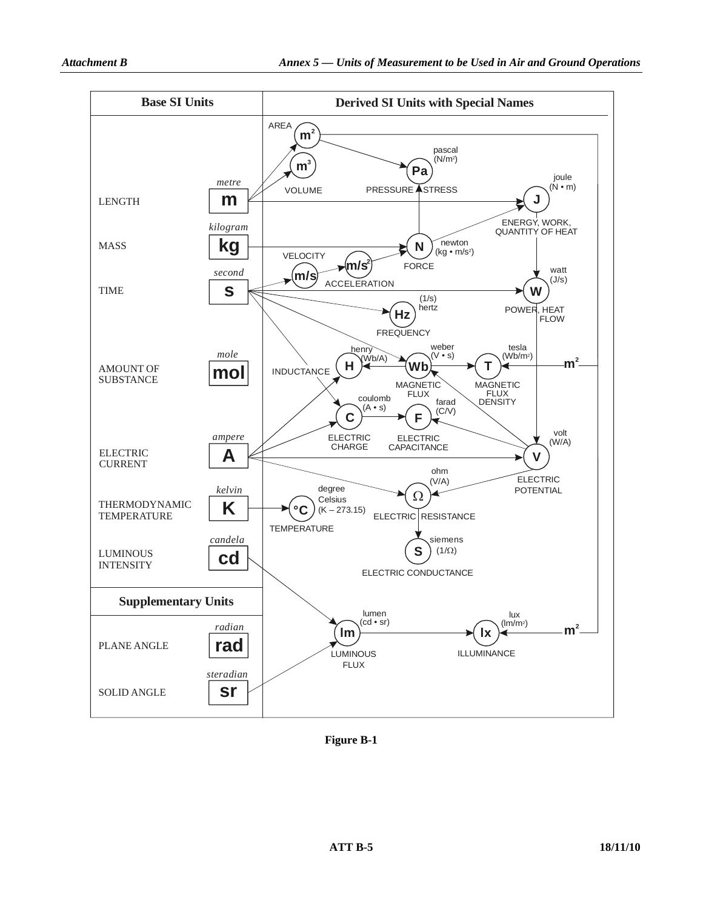| Base SI Units | | |
|---|---|---|
| LENGTH | *metre* | m |
| MASS | *kilogram* | kg |
| TIME | *second* | s |
| AMOUNT OF SUBSTANCE | *mole* | mol |
| ELECTRIC CURRENT | *ampere* | A |
| THERMODYNAMIC TEMPERATURE | *kelvin* | K |
| LUMINOUS INTENSITY | *candela* | cd |
| **Supplementary Units** | | |
| PLANE ANGLE | *radian* | rad |
| SOLID ANGLE | *steradian* | sr |

**Derived SI Units with Special Names**

| Symbol | Name | Definition | Quantity |
|---|---|---|---|
| $m^2$ | | | AREA |
| $m^3$ | | | VOLUME |
| m/s | | | VELOCITY |
| $m/s^2$ | | | ACCELERATION |
| Pa | pascal | ($N/m^2$) | PRESSURE STRESS |
| J | joule | (N • m) | ENERGY, WORK, QUANTITY OF HEAT |
| N | newton | (kg • $m/s^2$) | FORCE |
| W | watt | (J/s) | POWER, HEAT FLOW |
| Hz | hertz | (1/s) | FREQUENCY |
| H | henry | (Wb/A) | INDUCTANCE |
| Wb | weber | (V • s) | MAGNETIC FLUX |
| T | tesla | ($Wb/m^2$) | MAGNETIC FLUX DENSITY |
| C | coulomb | (A • s) | ELECTRIC CHARGE |
| F | farad | (C/V) | ELECTRIC CAPACITANCE |
| V | volt | (W/A) | ELECTRIC POTENTIAL |
| Ω | ohm | (V/A) | ELECTRIC RESISTANCE |
| °C | degree Celsius | (K – 273.15) | TEMPERATURE |
| S | siemens | (1/Ω) | ELECTRIC CONDUCTANCE |
| lm | lumen | (cd • sr) | LUMINOUS FLUX |
| lx | lux | ($lm/m^2$) | ILLUMINANCE |

**Figure B-1**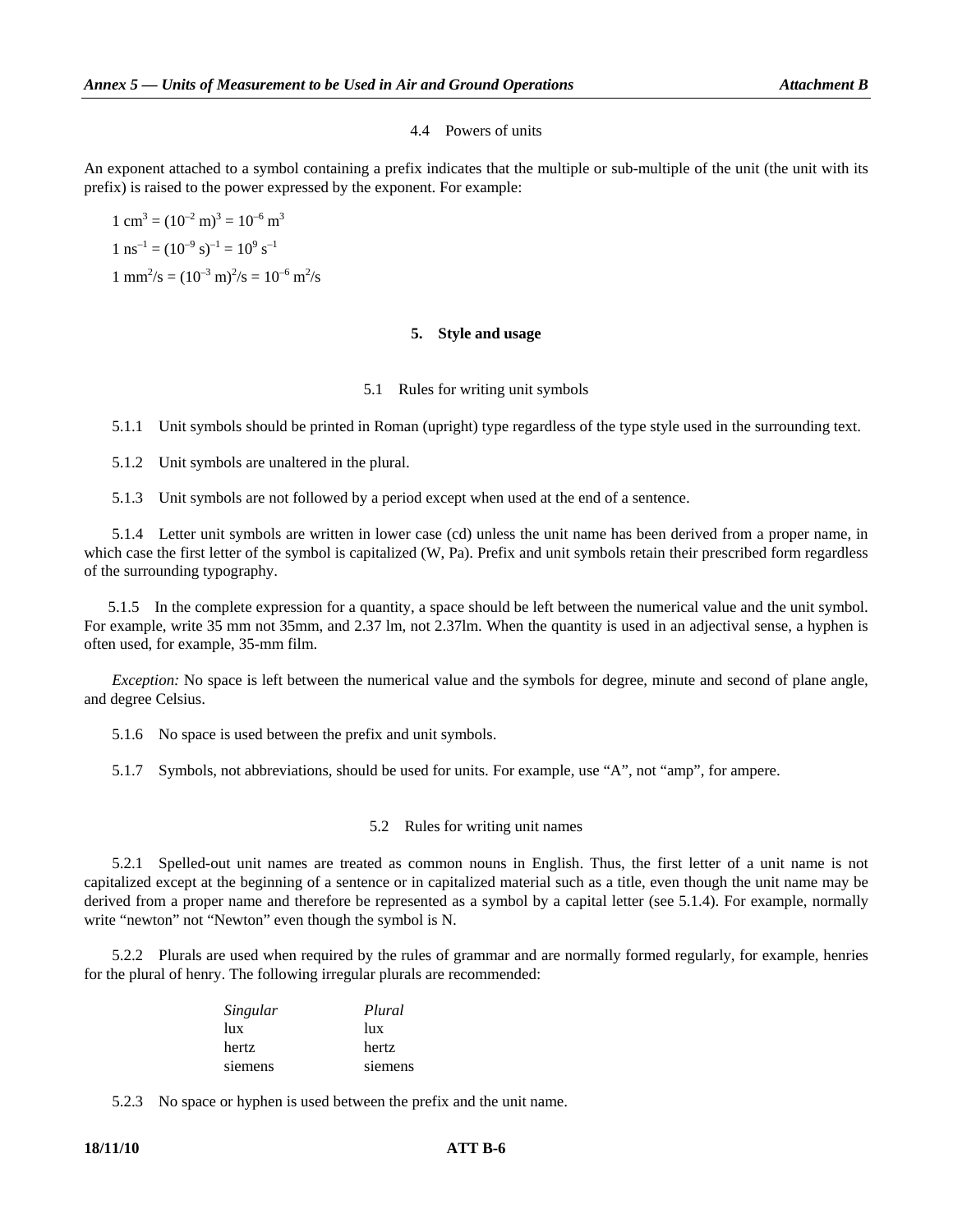### 4.4 Powers of units

An exponent attached to a symbol containing a prefix indicates that the multiple or sub-multiple of the unit (the unit with its prefix) is raised to the power expressed by the exponent. For example:

$1\ \text{cm}^3 = (10^{-2}\ \text{m})^3 = 10^{-6}\ \text{m}^3$

$1\ \text{ns}^{-1} = (10^{-9}\ \text{s})^{-1} = 10^9\ \text{s}^{-1}$

$1\ \text{mm}^2/\text{s} = (10^{-3}\ \text{m})^2/\text{s} = 10^{-6}\ \text{m}^2/\text{s}$

## 5. Style and usage

### 5.1 Rules for writing unit symbols

5.1.1 Unit symbols should be printed in Roman (upright) type regardless of the type style used in the surrounding text.

5.1.2 Unit symbols are unaltered in the plural.

5.1.3 Unit symbols are not followed by a period except when used at the end of a sentence.

5.1.4 Letter unit symbols are written in lower case (cd) unless the unit name has been derived from a proper name, in which case the first letter of the symbol is capitalized (W, Pa). Prefix and unit symbols retain their prescribed form regardless of the surrounding typography.

5.1.5 In the complete expression for a quantity, a space should be left between the numerical value and the unit symbol. For example, write 35 mm not 35mm, and 2.37 lm, not 2.37lm. When the quantity is used in an adjectival sense, a hyphen is often used, for example, 35-mm film.

*Exception:* No space is left between the numerical value and the symbols for degree, minute and second of plane angle, and degree Celsius.

5.1.6 No space is used between the prefix and unit symbols.

5.1.7 Symbols, not abbreviations, should be used for units. For example, use "A", not "amp", for ampere.

### 5.2 Rules for writing unit names

5.2.1 Spelled-out unit names are treated as common nouns in English. Thus, the first letter of a unit name is not capitalized except at the beginning of a sentence or in capitalized material such as a title, even though the unit name may be derived from a proper name and therefore be represented as a symbol by a capital letter (see 5.1.4). For example, normally write "newton" not "Newton" even though the symbol is N.

5.2.2 Plurals are used when required by the rules of grammar and are normally formed regularly, for example, henries for the plural of henry. The following irregular plurals are recommended:

| *Singular* | *Plural* |
|---|---|
| lux | lux |
| hertz | hertz |
| siemens | siemens |

5.2.3 No space or hyphen is used between the prefix and the unit name.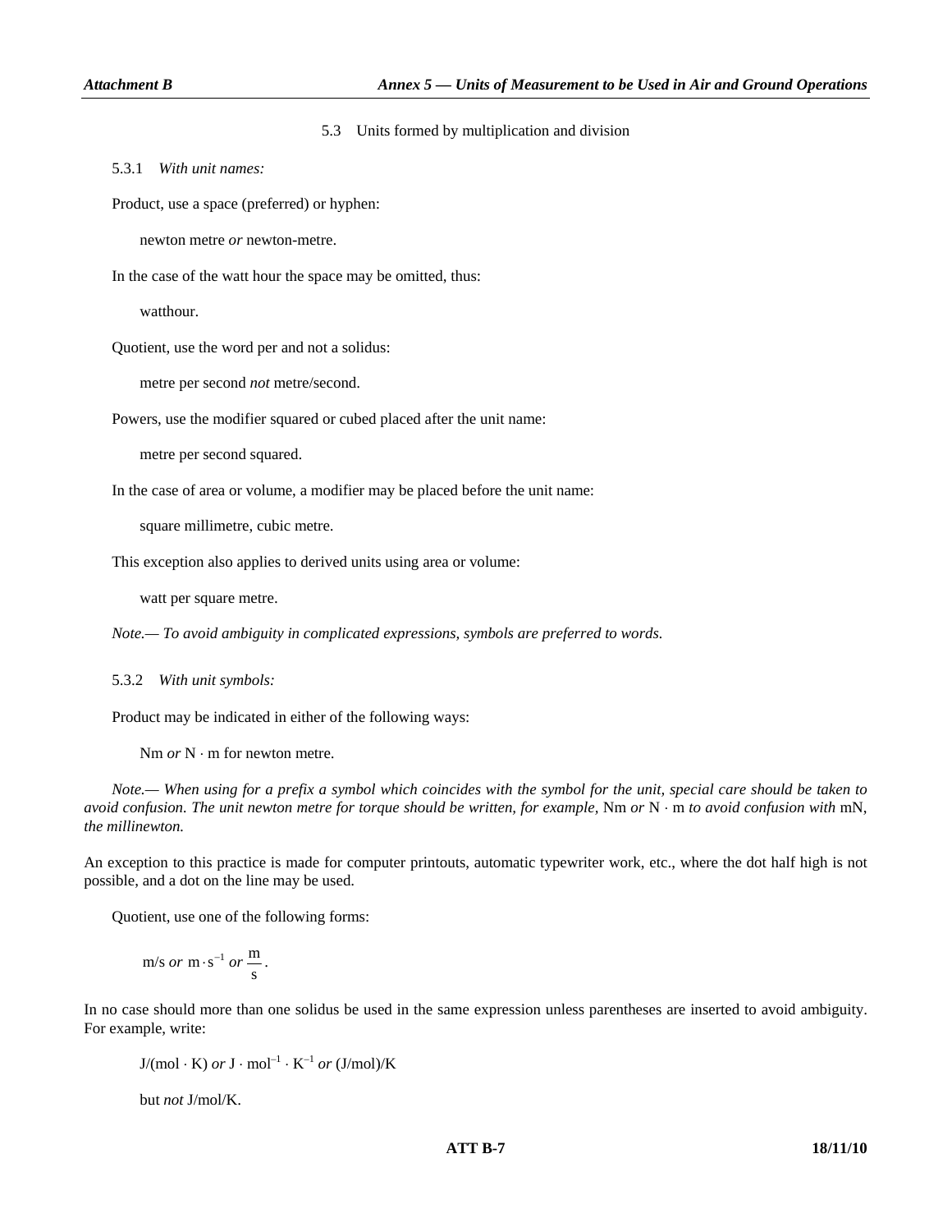### 5.3 Units formed by multiplication and division

5.3.1 *With unit names:*

Product, use a space (preferred) or hyphen:

newton metre *or* newton-metre.

In the case of the watt hour the space may be omitted, thus:

watthour.

Quotient, use the word per and not a solidus:

metre per second *not* metre/second.

Powers, use the modifier squared or cubed placed after the unit name:

metre per second squared.

In the case of area or volume, a modifier may be placed before the unit name:

square millimetre, cubic metre.

This exception also applies to derived units using area or volume:

watt per square metre.

*Note.— To avoid ambiguity in complicated expressions, symbols are preferred to words.*

5.3.2 *With unit symbols:*

Product may be indicated in either of the following ways:

Nm *or* N · m for newton metre.

*Note.— When using for a prefix a symbol which coincides with the symbol for the unit, special care should be taken to avoid confusion. The unit newton metre for torque should be written, for example,* Nm *or* N · m *to avoid confusion with* mN, *the millinewton.*

An exception to this practice is made for computer printouts, automatic typewriter work, etc., where the dot half high is not possible, and a dot on the line may be used.

Quotient, use one of the following forms:

$\mathrm{m/s}$ *or* $\mathrm{m \cdot s^{-1}}$ *or* $\dfrac{\mathrm{m}}{\mathrm{s}}$.

In no case should more than one solidus be used in the same expression unless parentheses are inserted to avoid ambiguity. For example, write:

$\mathrm{J/(mol \cdot K)}$ *or* $\mathrm{J \cdot mol^{-1} \cdot K^{-1}}$ *or* $\mathrm{(J/mol)/K}$

but *not* J/mol/K.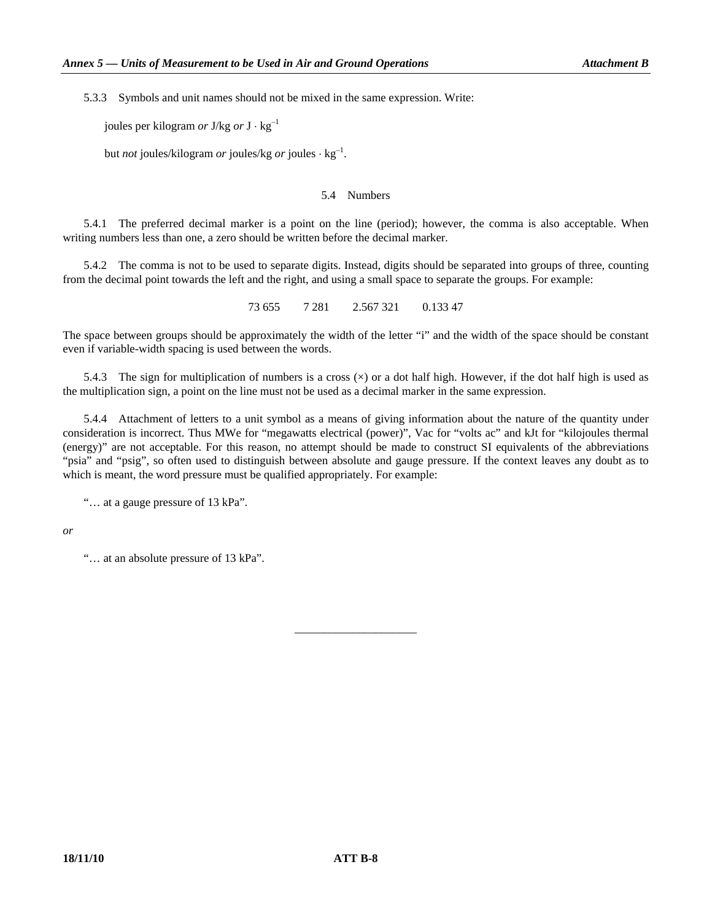5.3.3 Symbols and unit names should not be mixed in the same expression. Write:

joules per kilogram *or* J/kg *or* $\text{J} \cdot \text{kg}^{-1}$

but *not* joules/kilogram *or* joules/kg *or* $\text{joules} \cdot \text{kg}^{-1}$.

## 5.4 Numbers

5.4.1 The preferred decimal marker is a point on the line (period); however, the comma is also acceptable. When writing numbers less than one, a zero should be written before the decimal marker.

5.4.2 The comma is not to be used to separate digits. Instead, digits should be separated into groups of three, counting from the decimal point towards the left and the right, and using a small space to separate the groups. For example:

73 655     7 281     2.567 321     0.133 47

The space between groups should be approximately the width of the letter "i" and the width of the space should be constant even if variable-width spacing is used between the words.

5.4.3 The sign for multiplication of numbers is a cross (×) or a dot half high. However, if the dot half high is used as the multiplication sign, a point on the line must not be used as a decimal marker in the same expression.

5.4.4 Attachment of letters to a unit symbol as a means of giving information about the nature of the quantity under consideration is incorrect. Thus MWe for "megawatts electrical (power)", Vac for "volts ac" and kJt for "kilojoules thermal (energy)" are not acceptable. For this reason, no attempt should be made to construct SI equivalents of the abbreviations "psia" and "psig", so often used to distinguish between absolute and gauge pressure. If the context leaves any doubt as to which is meant, the word pressure must be qualified appropriately. For example:

"… at a gauge pressure of 13 kPa".

*or*

"… at an absolute pressure of 13 kPa".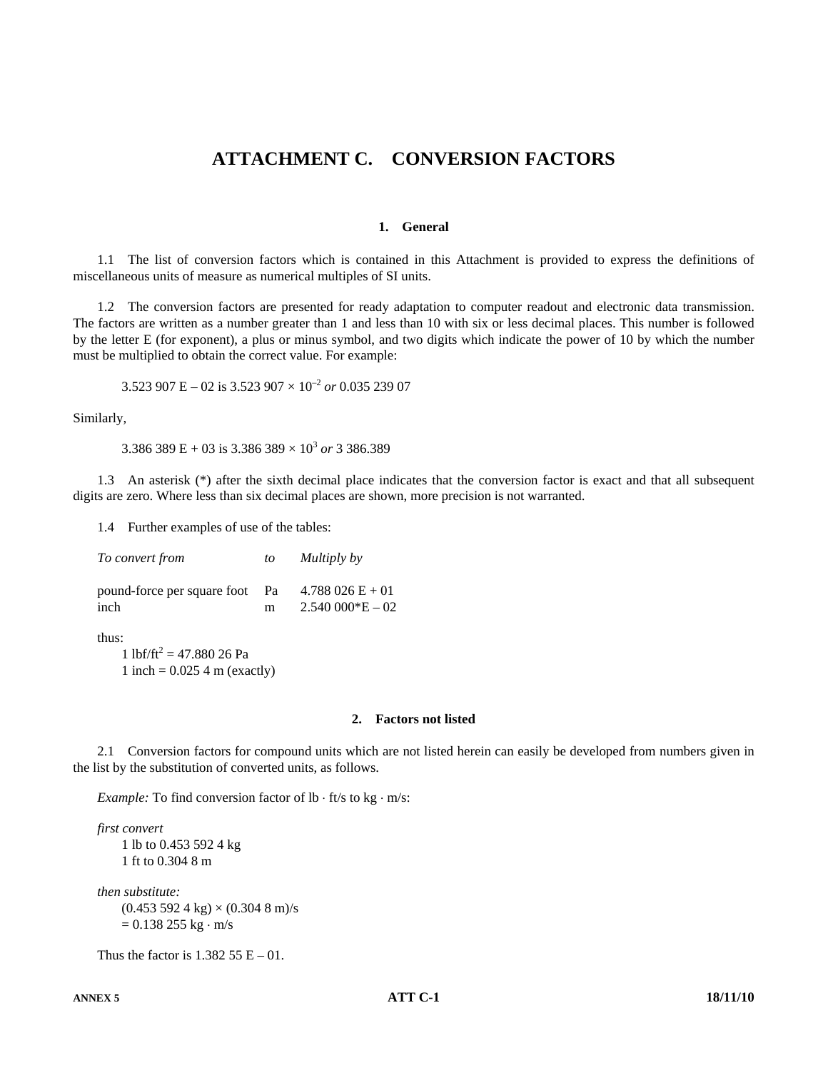# ATTACHMENT C. CONVERSION FACTORS

## 1. General

1.1 The list of conversion factors which is contained in this Attachment is provided to express the definitions of miscellaneous units of measure as numerical multiples of SI units.

1.2 The conversion factors are presented for ready adaptation to computer readout and electronic data transmission. The factors are written as a number greater than 1 and less than 10 with six or less decimal places. This number is followed by the letter E (for exponent), a plus or minus symbol, and two digits which indicate the power of 10 by which the number must be multiplied to obtain the correct value. For example:

3.523 907 E – 02 is $3.523\,907 \times 10^{-2}$ *or* 0.035 239 07

Similarly,

3.386 389 E + 03 is $3.386\,389 \times 10^{3}$ *or* 3 386.389

1.3 An asterisk (*) after the sixth decimal place indicates that the conversion factor is exact and that all subsequent digits are zero. Where less than six decimal places are shown, more precision is not warranted.

1.4 Further examples of use of the tables:

| *To convert from* | *to* | *Multiply by* |
|---|---|---|
| pound-force per square foot | Pa | 4.788 026 E + 01 |
| inch | m | 2.540 000*E – 02 |

thus:

1 lbf/ft$^2$ = 47.880 26 Pa
1 inch = 0.025 4 m (exactly)

## 2. Factors not listed

2.1 Conversion factors for compound units which are not listed herein can easily be developed from numbers given in the list by the substitution of converted units, as follows.

*Example:* To find conversion factor of lb · ft/s to kg · m/s:

*first convert*
1 lb to 0.453 592 4 kg
1 ft to 0.304 8 m

*then substitute:*
(0.453 592 4 kg) × (0.304 8 m)/s
= 0.138 255 kg · m/s

Thus the factor is 1.382 55 E – 01.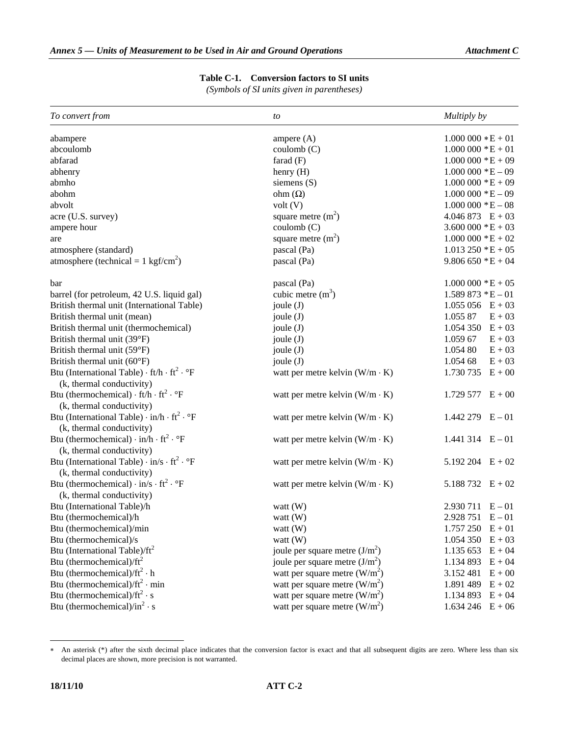**Table C-1. Conversion factors to SI units**

*(Symbols of SI units given in parentheses)*

| *To convert from* | *to* | *Multiply by* |
|---|---|---|
| abampere | ampere (A) | 1.000 000 *E + 01 |
| abcoulomb | coulomb (C) | 1.000 000 *E + 01 |
| abfarad | farad (F) | 1.000 000 *E + 09 |
| abhenry | henry (H) | 1.000 000 *E – 09 |
| abmho | siemens (S) | 1.000 000 *E + 09 |
| abohm | ohm (Ω) | 1.000 000 *E – 09 |
| abvolt | volt (V) | 1.000 000 *E – 08 |
| acre (U.S. survey) | square metre ($m^2$) | 4.046 873 E + 03 |
| ampere hour | coulomb (C) | 3.600 000 *E + 03 |
| are | square metre ($m^2$) | 1.000 000 *E + 02 |
| atmosphere (standard) | pascal (Pa) | 1.013 250 *E + 05 |
| atmosphere (technical = 1 kgf/$cm^2$) | pascal (Pa) | 9.806 650 *E + 04 |
| bar | pascal (Pa) | 1.000 000 *E + 05 |
| barrel (for petroleum, 42 U.S. liquid gal) | cubic metre ($m^3$) | 1.589 873 *E – 01 |
| British thermal unit (International Table) | joule (J) | 1.055 056 E + 03 |
| British thermal unit (mean) | joule (J) | 1.055 87 E + 03 |
| British thermal unit (thermochemical) | joule (J) | 1.054 350 E + 03 |
| British thermal unit (39°F) | joule (J) | 1.059 67 E + 03 |
| British thermal unit (59°F) | joule (J) | 1.054 80 E + 03 |
| British thermal unit (60°F) | joule (J) | 1.054 68 E + 03 |
| Btu (International Table) · ft/h · $ft^2$ · °F (k, thermal conductivity) | watt per metre kelvin (W/m · K) | 1.730 735 E + 00 |
| Btu (thermochemical) · ft/h · $ft^2$ · °F (k, thermal conductivity) | watt per metre kelvin (W/m · K) | 1.729 577 E + 00 |
| Btu (International Table) · in/h · $ft^2$ · °F (k, thermal conductivity) | watt per metre kelvin (W/m · K) | 1.442 279 E – 01 |
| Btu (thermochemical) · in/h · $ft^2$ · °F (k, thermal conductivity) | watt per metre kelvin (W/m · K) | 1.441 314 E – 01 |
| Btu (International Table) · in/s · $ft^2$ · °F (k, thermal conductivity) | watt per metre kelvin (W/m · K) | 5.192 204 E + 02 |
| Btu (thermochemical) · in/s · $ft^2$ · °F (k, thermal conductivity) | watt per metre kelvin (W/m · K) | 5.188 732 E + 02 |
| Btu (International Table)/h | watt (W) | 2.930 711 E – 01 |
| Btu (thermochemical)/h | watt (W) | 2.928 751 E – 01 |
| Btu (thermochemical)/min | watt (W) | 1.757 250 E + 01 |
| Btu (thermochemical)/s | watt (W) | 1.054 350 E + 03 |
| Btu (International Table)/$ft^2$ | joule per square metre (J/$m^2$) | 1.135 653 E + 04 |
| Btu (thermochemical)/$ft^2$ | joule per square metre (J/$m^2$) | 1.134 893 E + 04 |
| Btu (thermochemical)/$ft^2$ · h | watt per square metre (W/$m^2$) | 3.152 481 E + 00 |
| Btu (thermochemical)/$ft^2$ · min | watt per square metre (W/$m^2$) | 1.891 489 E + 02 |
| Btu (thermochemical)/$ft^2$ · s | watt per square metre (W/$m^2$) | 1.134 893 E + 04 |
| Btu (thermochemical)/$in^2$ · s | watt per square metre (W/$m^2$) | 1.634 246 E + 06 |

\* An asterisk (*) after the sixth decimal place indicates that the conversion factor is exact and that all subsequent digits are zero. Where less than six decimal places are shown, more precision is not warranted.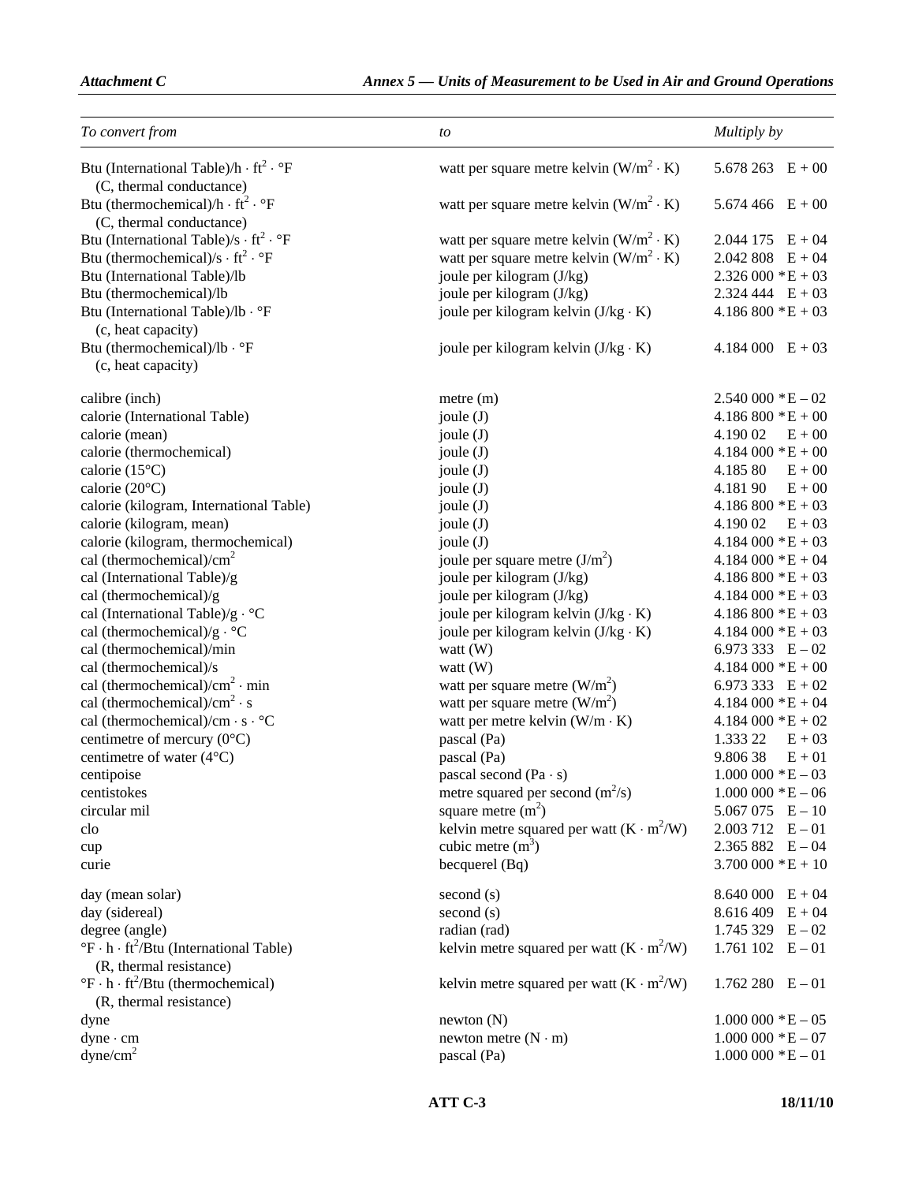| To convert from | to | Multiply by |
|---|---|---|
| Btu (International Table)/h · ft² · °F (C, thermal conductance) | watt per square metre kelvin (W/m² · K) | 5.678 263 E + 00 |
| Btu (thermochemical)/h · ft² · °F (C, thermal conductance) | watt per square metre kelvin (W/m² · K) | 5.674 466 E + 00 |
| Btu (International Table)/s · ft² · °F | watt per square metre kelvin (W/m² · K) | 2.044 175 E + 04 |
| Btu (thermochemical)/s · ft² · °F | watt per square metre kelvin (W/m² · K) | 2.042 808 E + 04 |
| Btu (International Table)/lb | joule per kilogram (J/kg) | 2.326 000 *E + 03 |
| Btu (thermochemical)/lb | joule per kilogram (J/kg) | 2.324 444 E + 03 |
| Btu (International Table)/lb · °F (c, heat capacity) | joule per kilogram kelvin (J/kg · K) | 4.186 800 *E + 03 |
| Btu (thermochemical)/lb · °F (c, heat capacity) | joule per kilogram kelvin (J/kg · K) | 4.184 000 E + 03 |
| calibre (inch) | metre (m) | 2.540 000 *E – 02 |
| calorie (International Table) | joule (J) | 4.186 800 *E + 00 |
| calorie (mean) | joule (J) | 4.190 02 E + 00 |
| calorie (thermochemical) | joule (J) | 4.184 000 *E + 00 |
| calorie (15°C) | joule (J) | 4.185 80 E + 00 |
| calorie (20°C) | joule (J) | 4.181 90 E + 00 |
| calorie (kilogram, International Table) | joule (J) | 4.186 800 *E + 03 |
| calorie (kilogram, mean) | joule (J) | 4.190 02 E + 03 |
| calorie (kilogram, thermochemical) | joule (J) | 4.184 000 *E + 03 |
| cal (thermochemical)/cm² | joule per square metre (J/m²) | 4.184 000 *E + 04 |
| cal (International Table)/g | joule per kilogram (J/kg) | 4.186 800 *E + 03 |
| cal (thermochemical)/g | joule per kilogram (J/kg) | 4.184 000 *E + 03 |
| cal (International Table)/g · °C | joule per kilogram kelvin (J/kg · K) | 4.186 800 *E + 03 |
| cal (thermochemical)/g · °C | joule per kilogram kelvin (J/kg · K) | 4.184 000 *E + 03 |
| cal (thermochemical)/min | watt (W) | 6.973 333 E – 02 |
| cal (thermochemical)/s | watt (W) | 4.184 000 *E + 00 |
| cal (thermochemical)/cm² · min | watt per square metre (W/m²) | 6.973 333 E + 02 |
| cal (thermochemical)/cm² · s | watt per square metre (W/m²) | 4.184 000 *E + 04 |
| cal (thermochemical)/cm · s · °C | watt per metre kelvin (W/m · K) | 4.184 000 *E + 02 |
| centimetre of mercury (0°C) | pascal (Pa) | 1.333 22 E + 03 |
| centimetre of water (4°C) | pascal (Pa) | 9.806 38 E + 01 |
| centipoise | pascal second (Pa · s) | 1.000 000 *E – 03 |
| centistokes | metre squared per second (m²/s) | 1.000 000 *E – 06 |
| circular mil | square metre (m²) | 5.067 075 E – 10 |
| clo | kelvin metre squared per watt (K · m²/W) | 2.003 712 E – 01 |
| cup | cubic metre (m³) | 2.365 882 E – 04 |
| curie | becquerel (Bq) | 3.700 000 *E + 10 |
| day (mean solar) | second (s) | 8.640 000 E + 04 |
| day (sidereal) | second (s) | 8.616 409 E + 04 |
| degree (angle) | radian (rad) | 1.745 329 E – 02 |
| °F · h · ft²/Btu (International Table) (R, thermal resistance) | kelvin metre squared per watt (K · m²/W) | 1.761 102 E – 01 |
| °F · h · ft²/Btu (thermochemical) (R, thermal resistance) | kelvin metre squared per watt (K · m²/W) | 1.762 280 E – 01 |
| dyne | newton (N) | 1.000 000 *E – 05 |
| dyne · cm | newton metre (N · m) | 1.000 000 *E – 07 |
| dyne/cm² | pascal (Pa) | 1.000 000 *E – 01 |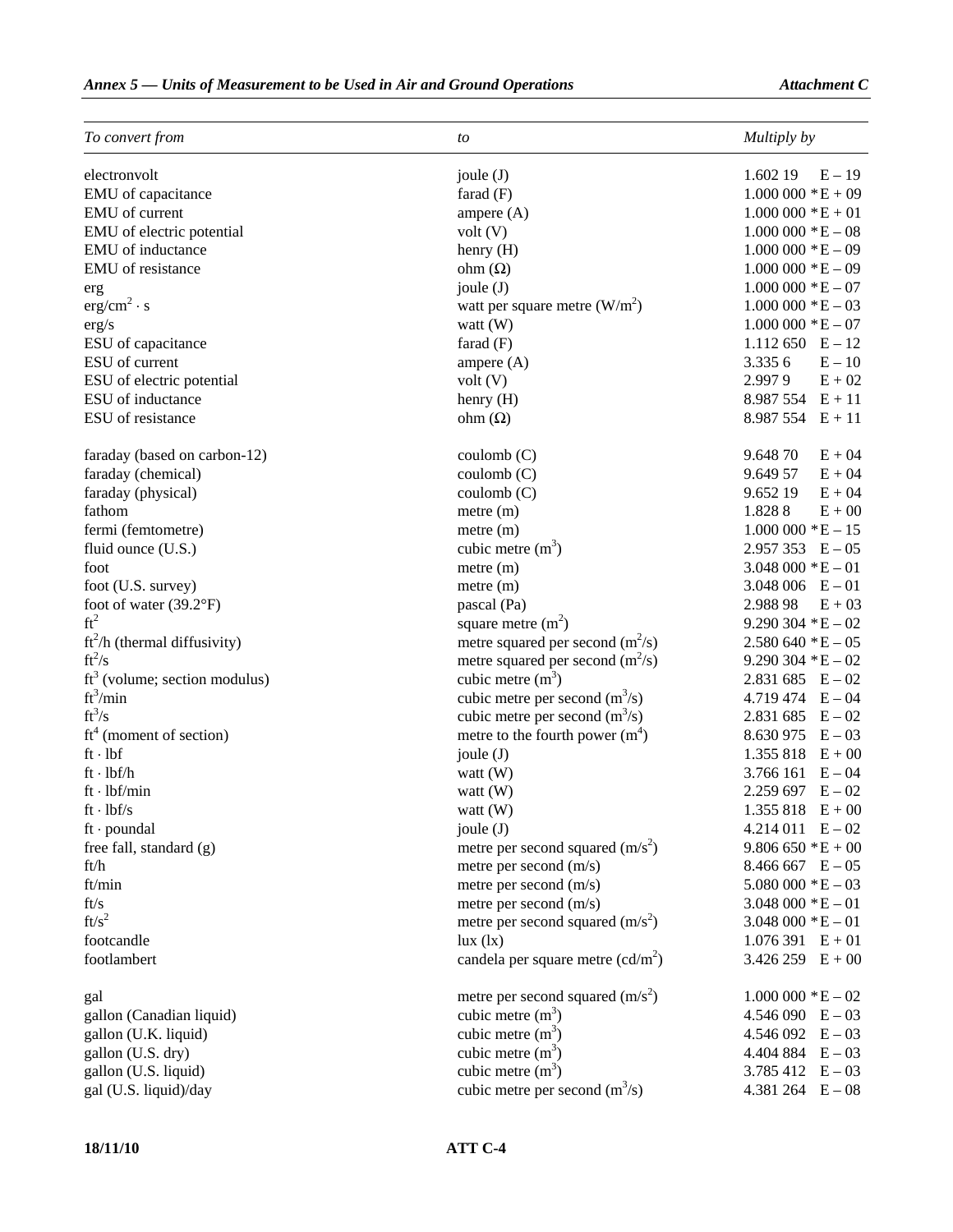| To convert from | to | Multiply by |
|---|---|---|
| electronvolt | joule (J) | 1.602 19 E – 19 |
| EMU of capacitance | farad (F) | 1.000 000 *E + 09 |
| EMU of current | ampere (A) | 1.000 000 *E + 01 |
| EMU of electric potential | volt (V) | 1.000 000 *E – 08 |
| EMU of inductance | henry (H) | 1.000 000 *E – 09 |
| EMU of resistance | ohm (Ω) | 1.000 000 *E – 09 |
| erg | joule (J) | 1.000 000 *E – 07 |
| $erg/cm^2 \cdot s$ | watt per square metre ($W/m^2$) | 1.000 000 *E – 03 |
| erg/s | watt (W) | 1.000 000 *E – 07 |
| ESU of capacitance | farad (F) | 1.112 650 E – 12 |
| ESU of current | ampere (A) | 3.335 6 E – 10 |
| ESU of electric potential | volt (V) | 2.997 9 E + 02 |
| ESU of inductance | henry (H) | 8.987 554 E + 11 |
| ESU of resistance | ohm (Ω) | 8.987 554 E + 11 |
| faraday (based on carbon-12) | coulomb (C) | 9.648 70 E + 04 |
| faraday (chemical) | coulomb (C) | 9.649 57 E + 04 |
| faraday (physical) | coulomb (C) | 9.652 19 E + 04 |
| fathom | metre (m) | 1.828 8 E + 00 |
| fermi (femtometre) | metre (m) | 1.000 000 *E – 15 |
| fluid ounce (U.S.) | cubic metre ($m^3$) | 2.957 353 E – 05 |
| foot | metre (m) | 3.048 000 *E – 01 |
| foot (U.S. survey) | metre (m) | 3.048 006 E – 01 |
| foot of water (39.2°F) | pascal (Pa) | 2.988 98 E + 03 |
| $ft^2$ | square metre ($m^2$) | 9.290 304 *E – 02 |
| $ft^2/h$ (thermal diffusivity) | metre squared per second ($m^2/s$) | 2.580 640 *E – 05 |
| $ft^2/s$ | metre squared per second ($m^2/s$) | 9.290 304 *E – 02 |
| $ft^3$ (volume; section modulus) | cubic metre ($m^3$) | 2.831 685 E – 02 |
| $ft^3/min$ | cubic metre per second ($m^3/s$) | 4.719 474 E – 04 |
| $ft^3/s$ | cubic metre per second ($m^3/s$) | 2.831 685 E – 02 |
| $ft^4$ (moment of section) | metre to the fourth power ($m^4$) | 8.630 975 E – 03 |
| $ft \cdot lbf$ | joule (J) | 1.355 818 E + 00 |
| $ft \cdot lbf/h$ | watt (W) | 3.766 161 E – 04 |
| $ft \cdot lbf/min$ | watt (W) | 2.259 697 E – 02 |
| $ft \cdot lbf/s$ | watt (W) | 1.355 818 E + 00 |
| $ft \cdot poundal$ | joule (J) | 4.214 011 E – 02 |
| free fall, standard (g) | metre per second squared ($m/s^2$) | 9.806 650 *E + 00 |
| ft/h | metre per second (m/s) | 8.466 667 E – 05 |
| ft/min | metre per second (m/s) | 5.080 000 *E – 03 |
| ft/s | metre per second (m/s) | 3.048 000 *E – 01 |
| $ft/s^2$ | metre per second squared ($m/s^2$) | 3.048 000 *E – 01 |
| footcandle | lux (lx) | 1.076 391 E + 01 |
| footlambert | candela per square metre ($cd/m^2$) | 3.426 259 E + 00 |
| gal | metre per second squared ($m/s^2$) | 1.000 000 *E – 02 |
| gallon (Canadian liquid) | cubic metre ($m^3$) | 4.546 090 E – 03 |
| gallon (U.K. liquid) | cubic metre ($m^3$) | 4.546 092 E – 03 |
| gallon (U.S. dry) | cubic metre ($m^3$) | 4.404 884 E – 03 |
| gallon (U.S. liquid) | cubic metre ($m^3$) | 3.785 412 E – 03 |
| gal (U.S. liquid)/day | cubic metre per second ($m^3/s$) | 4.381 264 E – 08 |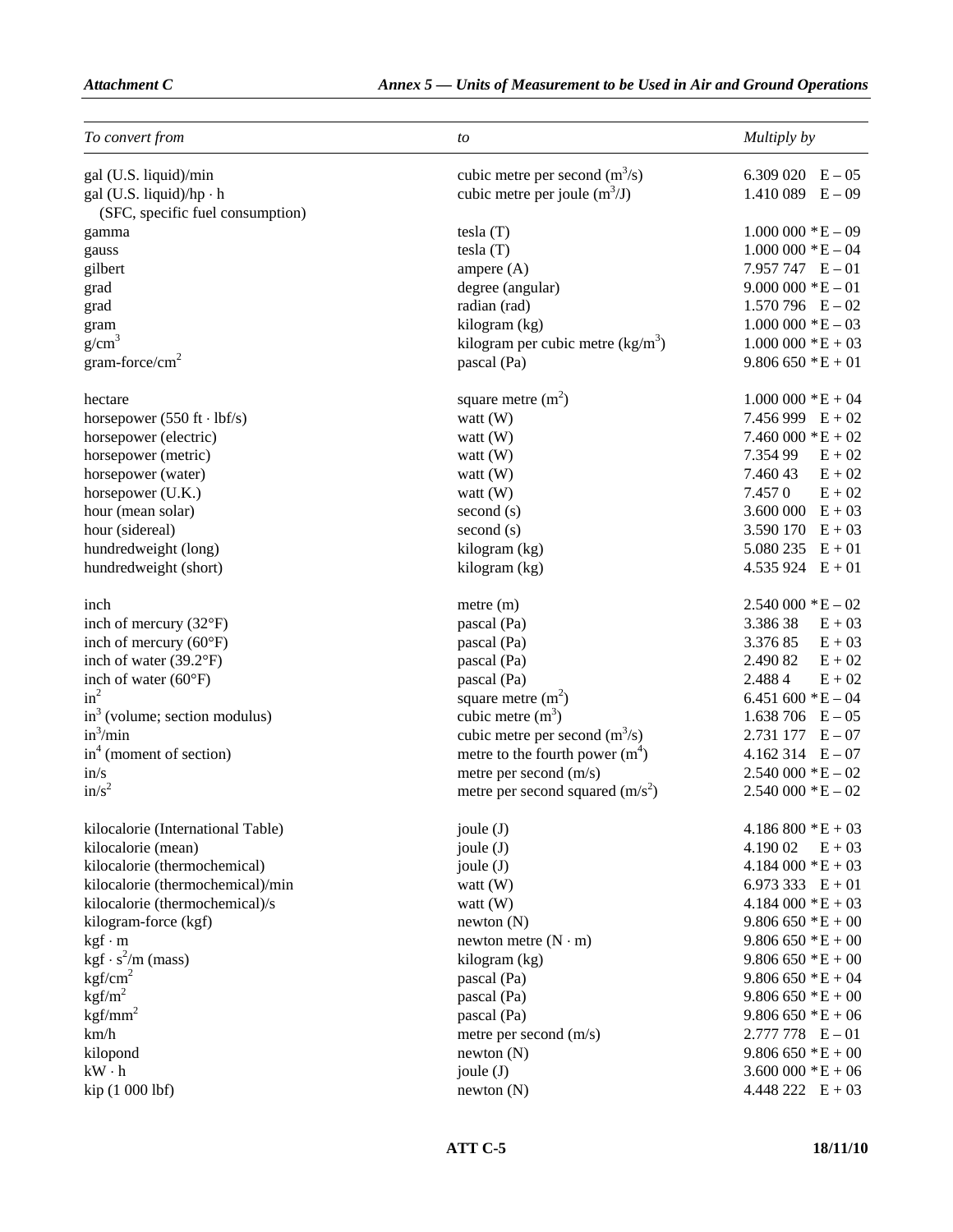| To convert from | to | Multiply by |
|---|---|---|
| gal (U.S. liquid)/min | cubic metre per second ($m^3/s$) | 6.309 020 E – 05 |
| gal (U.S. liquid)/hp · h (SFC, specific fuel consumption) | cubic metre per joule ($m^3/J$) | 1.410 089 E – 09 |
| gamma | tesla (T) | 1.000 000 *E – 09 |
| gauss | tesla (T) | 1.000 000 *E – 04 |
| gilbert | ampere (A) | 7.957 747 E – 01 |
| grad | degree (angular) | 9.000 000 *E – 01 |
| grad | radian (rad) | 1.570 796 E – 02 |
| gram | kilogram (kg) | 1.000 000 *E – 03 |
| $g/cm^3$ | kilogram per cubic metre ($kg/m^3$) | 1.000 000 *E + 03 |
| gram-force/$cm^2$ | pascal (Pa) | 9.806 650 *E + 01 |
| hectare | square metre ($m^2$) | 1.000 000 *E + 04 |
| horsepower (550 ft · lbf/s) | watt (W) | 7.456 999 E + 02 |
| horsepower (electric) | watt (W) | 7.460 000 *E + 02 |
| horsepower (metric) | watt (W) | 7.354 99 E + 02 |
| horsepower (water) | watt (W) | 7.460 43 E + 02 |
| horsepower (U.K.) | watt (W) | 7.457 0 E + 02 |
| hour (mean solar) | second (s) | 3.600 000 E + 03 |
| hour (sidereal) | second (s) | 3.590 170 E + 03 |
| hundredweight (long) | kilogram (kg) | 5.080 235 E + 01 |
| hundredweight (short) | kilogram (kg) | 4.535 924 E + 01 |
| inch | metre (m) | 2.540 000 *E – 02 |
| inch of mercury (32°F) | pascal (Pa) | 3.386 38 E + 03 |
| inch of mercury (60°F) | pascal (Pa) | 3.376 85 E + 03 |
| inch of water (39.2°F) | pascal (Pa) | 2.490 82 E + 02 |
| inch of water (60°F) | pascal (Pa) | 2.488 4 E + 02 |
| $in^2$ | square metre ($m^2$) | 6.451 600 *E – 04 |
| $in^3$ (volume; section modulus) | cubic metre ($m^3$) | 1.638 706 E – 05 |
| $in^3$/min | cubic metre per second ($m^3/s$) | 2.731 177 E – 07 |
| $in^4$ (moment of section) | metre to the fourth power ($m^4$) | 4.162 314 E – 07 |
| in/s | metre per second (m/s) | 2.540 000 *E – 02 |
| $in/s^2$ | metre per second squared ($m/s^2$) | 2.540 000 *E – 02 |
| kilocalorie (International Table) | joule (J) | 4.186 800 *E + 03 |
| kilocalorie (mean) | joule (J) | 4.190 02 E + 03 |
| kilocalorie (thermochemical) | joule (J) | 4.184 000 *E + 03 |
| kilocalorie (thermochemical)/min | watt (W) | 6.973 333 E + 01 |
| kilocalorie (thermochemical)/s | watt (W) | 4.184 000 *E + 03 |
| kilogram-force (kgf) | newton (N) | 9.806 650 *E + 00 |
| kgf · m | newton metre (N · m) | 9.806 650 *E + 00 |
| kgf · $s^2$/m (mass) | kilogram (kg) | 9.806 650 *E + 00 |
| $kgf/cm^2$ | pascal (Pa) | 9.806 650 *E + 04 |
| $kgf/m^2$ | pascal (Pa) | 9.806 650 *E + 00 |
| $kgf/mm^2$ | pascal (Pa) | 9.806 650 *E + 06 |
| km/h | metre per second (m/s) | 2.777 778 E – 01 |
| kilopond | newton (N) | 9.806 650 *E + 00 |
| kW · h | joule (J) | 3.600 000 *E + 06 |
| kip (1 000 lbf) | newton (N) | 4.448 222 E + 03 |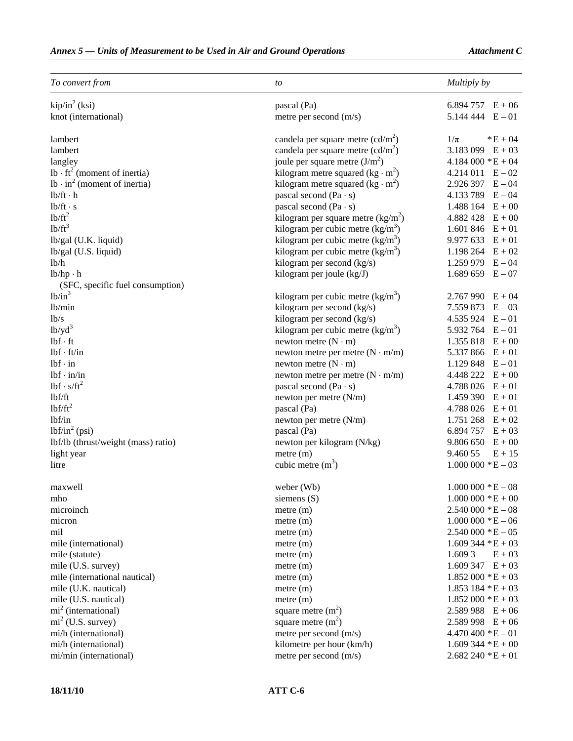| To convert from | to | Multiply by |
|---|---|---|
| $kip/in^2$ (ksi) | pascal (Pa) | 6.894 757  E + 06 |
| knot (international) | metre per second (m/s) | 5.144 444  E – 01 |
| lambert | candela per square metre ($cd/m^2$) | $1/\pi$  *E + 04 |
| lambert | candela per square metre ($cd/m^2$) | 3.183 099  E + 03 |
| langley | joule per square metre ($J/m^2$) | 4.184 000 *E + 04 |
| $lb \cdot ft^2$ (moment of inertia) | kilogram metre squared ($kg \cdot m^2$) | 4.214 011  E – 02 |
| $lb \cdot in^2$ (moment of inertia) | kilogram metre squared ($kg \cdot m^2$) | 2.926 397  E – 04 |
| $lb/ft \cdot h$ | pascal second ($Pa \cdot s$) | 4.133 789  E – 04 |
| $lb/ft \cdot s$ | pascal second ($Pa \cdot s$) | 1.488 164  E + 00 |
| $lb/ft^2$ | kilogram per square metre ($kg/m^2$) | 4.882 428  E + 00 |
| $lb/ft^3$ | kilogram per cubic metre ($kg/m^3$) | 1.601 846  E + 01 |
| lb/gal (U.K. liquid) | kilogram per cubic metre ($kg/m^3$) | 9.977 633  E + 01 |
| lb/gal (U.S. liquid) | kilogram per cubic metre ($kg/m^3$) | 1.198 264  E + 02 |
| lb/h | kilogram per second (kg/s) | 1.259 979  E – 04 |
| $lb/hp \cdot h$ (SFC, specific fuel consumption) | kilogram per joule (kg/J) | 1.689 659  E – 07 |
| $lb/in^3$ | kilogram per cubic metre ($kg/m^3$) | 2.767 990  E + 04 |
| lb/min | kilogram per second (kg/s) | 7.559 873  E – 03 |
| lb/s | kilogram per second (kg/s) | 4.535 924  E – 01 |
| $lb/yd^3$ | kilogram per cubic metre ($kg/m^3$) | 5.932 764  E – 01 |
| $lbf \cdot ft$ | newton metre ($N \cdot m$) | 1.355 818  E + 00 |
| $lbf \cdot ft/in$ | newton metre per metre ($N \cdot m/m$) | 5.337 866  E + 01 |
| $lbf \cdot in$ | newton metre ($N \cdot m$) | 1.129 848  E – 01 |
| $lbf \cdot in/in$ | newton metre per metre ($N \cdot m/m$) | 4.448 222  E + 00 |
| $lbf \cdot s/ft^2$ | pascal second ($Pa \cdot s$) | 4.788 026  E + 01 |
| lbf/ft | newton per metre (N/m) | 1.459 390  E + 01 |
| $lbf/ft^2$ | pascal (Pa) | 4.788 026  E + 01 |
| lbf/in | newton per metre (N/m) | 1.751 268  E + 02 |
| $lbf/in^2$ (psi) | pascal (Pa) | 6.894 757  E + 03 |
| lbf/lb (thrust/weight (mass) ratio) | newton per kilogram (N/kg) | 9.806 650  E + 00 |
| light year | metre (m) | 9.460 55  E + 15 |
| litre | cubic metre ($m^3$) | 1.000 000 *E – 03 |
| maxwell | weber (Wb) | 1.000 000 *E – 08 |
| mho | siemens (S) | 1.000 000 *E + 00 |
| microinch | metre (m) | 2.540 000 *E – 08 |
| micron | metre (m) | 1.000 000 *E – 06 |
| mil | metre (m) | 2.540 000 *E – 05 |
| mile (international) | metre (m) | 1.609 344 *E + 03 |
| mile (statute) | metre (m) | 1.609 3  E + 03 |
| mile (U.S. survey) | metre (m) | 1.609 347  E + 03 |
| mile (international nautical) | metre (m) | 1.852 000 *E + 03 |
| mile (U.K. nautical) | metre (m) | 1.853 184 *E + 03 |
| mile (U.S. nautical) | metre (m) | 1.852 000 *E + 03 |
| $mi^2$ (international) | square metre ($m^2$) | 2.589 988  E + 06 |
| $mi^2$ (U.S. survey) | square metre ($m^2$) | 2.589 998  E + 06 |
| mi/h (international) | metre per second (m/s) | 4.470 400 *E – 01 |
| mi/h (international) | kilometre per hour (km/h) | 1.609 344 *E + 00 |
| mi/min (international) | metre per second (m/s) | 2.682 240 *E + 01 |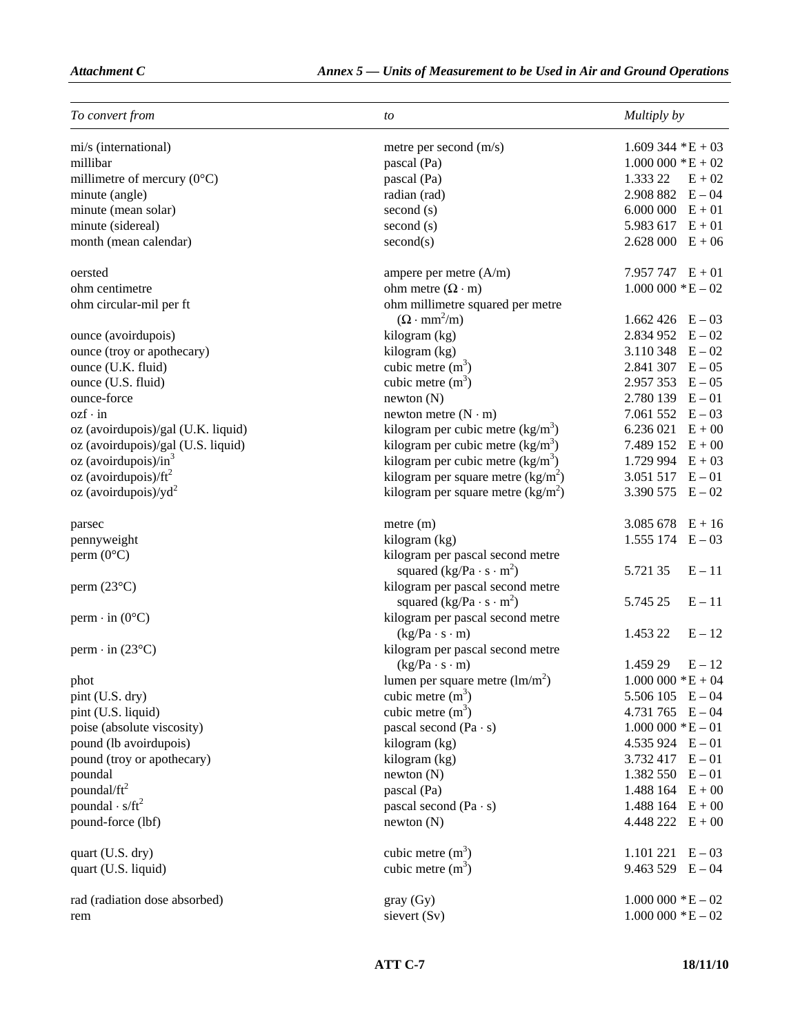| To convert from | to | Multiply by |
|---|---|---|
| mi/s (international) | metre per second (m/s) | 1.609 344 *E + 03 |
| millibar | pascal (Pa) | 1.000 000 *E + 02 |
| millimetre of mercury (0°C) | pascal (Pa) | 1.333 22 E + 02 |
| minute (angle) | radian (rad) | 2.908 882 E – 04 |
| minute (mean solar) | second (s) | 6.000 000 E + 01 |
| minute (sidereal) | second (s) | 5.983 617 E + 01 |
| month (mean calendar) | second(s) | 2.628 000 E + 06 |
| oersted | ampere per metre (A/m) | 7.957 747 E + 01 |
| ohm centimetre | ohm metre ($\Omega \cdot$ m) | 1.000 000 *E – 02 |
| ohm circular-mil per ft | ohm millimetre squared per metre ($\Omega \cdot$ mm$^2$/m) | 1.662 426 E – 03 |
| ounce (avoirdupois) | kilogram (kg) | 2.834 952 E – 02 |
| ounce (troy or apothecary) | kilogram (kg) | 3.110 348 E – 02 |
| ounce (U.K. fluid) | cubic metre (m$^3$) | 2.841 307 E – 05 |
| ounce (U.S. fluid) | cubic metre (m$^3$) | 2.957 353 E – 05 |
| ounce-force | newton (N) | 2.780 139 E – 01 |
| ozf $\cdot$ in | newton metre (N $\cdot$ m) | 7.061 552 E – 03 |
| oz (avoirdupois)/gal (U.K. liquid) | kilogram per cubic metre (kg/m$^3$) | 6.236 021 E + 00 |
| oz (avoirdupois)/gal (U.S. liquid) | kilogram per cubic metre (kg/m$^3$) | 7.489 152 E + 00 |
| oz (avoirdupois)/in$^3$ | kilogram per cubic metre (kg/m$^3$) | 1.729 994 E + 03 |
| oz (avoirdupois)/ft$^2$ | kilogram per square metre (kg/m$^2$) | 3.051 517 E – 01 |
| oz (avoirdupois)/yd$^2$ | kilogram per square metre (kg/m$^2$) | 3.390 575 E – 02 |
| parsec | metre (m) | 3.085 678 E + 16 |
| pennyweight | kilogram (kg) | 1.555 174 E – 03 |
| perm (0°C) | kilogram per pascal second metre squared (kg/Pa $\cdot$ s $\cdot$ m$^2$) | 5.721 35 E – 11 |
| perm (23°C) | kilogram per pascal second metre squared (kg/Pa $\cdot$ s $\cdot$ m$^2$) | 5.745 25 E – 11 |
| perm $\cdot$ in (0°C) | kilogram per pascal second metre (kg/Pa $\cdot$ s $\cdot$ m) | 1.453 22 E – 12 |
| perm $\cdot$ in (23°C) | kilogram per pascal second metre (kg/Pa $\cdot$ s $\cdot$ m) | 1.459 29 E – 12 |
| phot | lumen per square metre (lm/m$^2$) | 1.000 000 *E + 04 |
| pint (U.S. dry) | cubic metre (m$^3$) | 5.506 105 E – 04 |
| pint (U.S. liquid) | cubic metre (m$^3$) | 4.731 765 E – 04 |
| poise (absolute viscosity) | pascal second (Pa $\cdot$ s) | 1.000 000 *E – 01 |
| pound (lb avoirdupois) | kilogram (kg) | 4.535 924 E – 01 |
| pound (troy or apothecary) | kilogram (kg) | 3.732 417 E – 01 |
| poundal | newton (N) | 1.382 550 E – 01 |
| poundal/ft$^2$ | pascal (Pa) | 1.488 164 E + 00 |
| poundal $\cdot$ s/ft$^2$ | pascal second (Pa $\cdot$ s) | 1.488 164 E + 00 |
| pound-force (lbf) | newton (N) | 4.448 222 E + 00 |
| quart (U.S. dry) | cubic metre (m$^3$) | 1.101 221 E – 03 |
| quart (U.S. liquid) | cubic metre (m$^3$) | 9.463 529 E – 04 |
| rad (radiation dose absorbed) | gray (Gy) | 1.000 000 *E – 02 |
| rem | sievert (Sv) | 1.000 000 *E – 02 |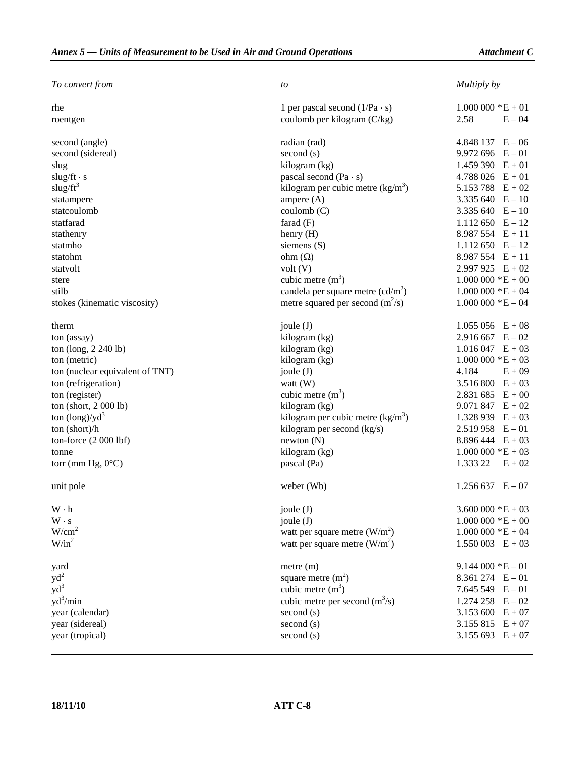| To convert from | to | Multiply by |
|---|---|---|
| rhe | 1 per pascal second ($1/\text{Pa} \cdot \text{s}$) | 1.000 000 *E + 01 |
| roentgen | coulomb per kilogram (C/kg) | 2.58 E – 04 |
| | | |
| second (angle) | radian (rad) | 4.848 137 E – 06 |
| second (sidereal) | second (s) | 9.972 696 E – 01 |
| slug | kilogram (kg) | 1.459 390 E + 01 |
| slug/ft · s | pascal second (Pa · s) | 4.788 026 E + 01 |
| slug/$\text{ft}^3$ | kilogram per cubic metre ($\text{kg/m}^3$) | 5.153 788 E + 02 |
| statampere | ampere (A) | 3.335 640 E – 10 |
| statcoulomb | coulomb (C) | 3.335 640 E – 10 |
| statfarad | farad (F) | 1.112 650 E – 12 |
| stathenry | henry (H) | 8.987 554 E + 11 |
| statmho | siemens (S) | 1.112 650 E – 12 |
| statohm | ohm (Ω) | 8.987 554 E + 11 |
| statvolt | volt (V) | 2.997 925 E + 02 |
| stere | cubic metre ($\text{m}^3$) | 1.000 000 *E + 00 |
| stilb | candela per square metre ($\text{cd/m}^2$) | 1.000 000 *E + 04 |
| stokes (kinematic viscosity) | metre squared per second ($\text{m}^2\text{/s}$) | 1.000 000 *E – 04 |
| | | |
| therm | joule (J) | 1.055 056 E + 08 |
| ton (assay) | kilogram (kg) | 2.916 667 E – 02 |
| ton (long, 2 240 lb) | kilogram (kg) | 1.016 047 E + 03 |
| ton (metric) | kilogram (kg) | 1.000 000 *E + 03 |
| ton (nuclear equivalent of TNT) | joule (J) | 4.184 E + 09 |
| ton (refrigeration) | watt (W) | 3.516 800 E + 03 |
| ton (register) | cubic metre ($\text{m}^3$) | 2.831 685 E + 00 |
| ton (short, 2 000 lb) | kilogram (kg) | 9.071 847 E + 02 |
| ton (long)/$\text{yd}^3$ | kilogram per cubic metre ($\text{kg/m}^3$) | 1.328 939 E + 03 |
| ton (short)/h | kilogram per second (kg/s) | 2.519 958 E – 01 |
| ton-force (2 000 lbf) | newton (N) | 8.896 444 E + 03 |
| tonne | kilogram (kg) | 1.000 000 *E + 03 |
| torr (mm Hg, 0°C) | pascal (Pa) | 1.333 22 E + 02 |
| | | |
| unit pole | weber (Wb) | 1.256 637 E – 07 |
| | | |
| W · h | joule (J) | 3.600 000 *E + 03 |
| W · s | joule (J) | 1.000 000 *E + 00 |
| $\text{W/cm}^2$ | watt per square metre ($\text{W/m}^2$) | 1.000 000 *E + 04 |
| $\text{W/in}^2$ | watt per square metre ($\text{W/m}^2$) | 1.550 003 E + 03 |
| | | |
| yard | metre (m) | 9.144 000 *E – 01 |
| $\text{yd}^2$ | square metre ($\text{m}^2$) | 8.361 274 E – 01 |
| $\text{yd}^3$ | cubic metre ($\text{m}^3$) | 7.645 549 E – 01 |
| $\text{yd}^3\text{/min}$ | cubic metre per second ($\text{m}^3\text{/s}$) | 1.274 258 E – 02 |
| year (calendar) | second (s) | 3.153 600 E + 07 |
| year (sidereal) | second (s) | 3.155 815 E + 07 |
| year (tropical) | second (s) | 3.155 693 E + 07 |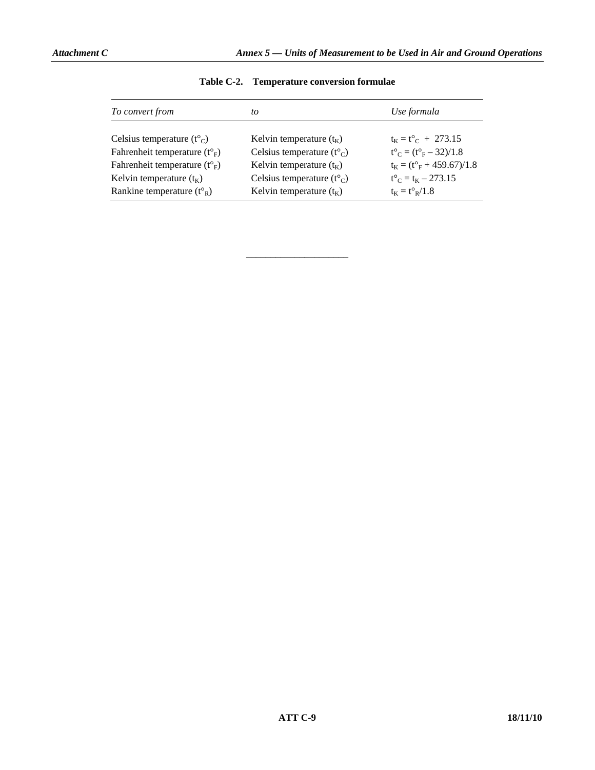**Table C-2. Temperature conversion formulae**

| *To convert from* | *to* | *Use formula* |
|---|---|---|
| Celsius temperature ($t°_C$) | Kelvin temperature ($t_K$) | $t_K = t°_C + 273.15$ |
| Fahrenheit temperature ($t°_F$) | Celsius temperature ($t°_C$) | $t°_C = (t°_F - 32)/1.8$ |
| Fahrenheit temperature ($t°_F$) | Kelvin temperature ($t_K$) | $t_K = (t°_F + 459.67)/1.8$ |
| Kelvin temperature ($t_K$) | Celsius temperature ($t°_C$) | $t°_C = t_K - 273.15$ |
| Rankine temperature ($t°_R$) | Kelvin temperature ($t_K$) | $t_K = t°_R/1.8$ |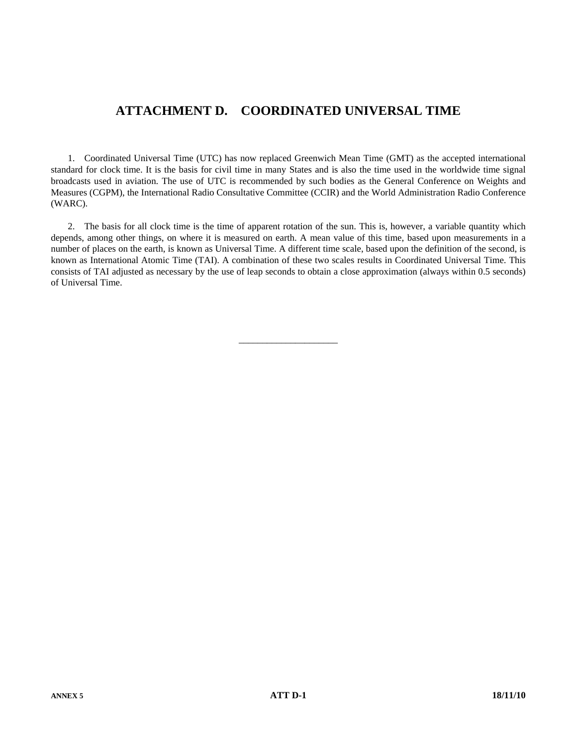# ATTACHMENT D. COORDINATED UNIVERSAL TIME

1. Coordinated Universal Time (UTC) has now replaced Greenwich Mean Time (GMT) as the accepted international standard for clock time. It is the basis for civil time in many States and is also the time used in the worldwide time signal broadcasts used in aviation. The use of UTC is recommended by such bodies as the General Conference on Weights and Measures (CGPM), the International Radio Consultative Committee (CCIR) and the World Administration Radio Conference (WARC).

2. The basis for all clock time is the time of apparent rotation of the sun. This is, however, a variable quantity which depends, among other things, on where it is measured on earth. A mean value of this time, based upon measurements in a number of places on the earth, is known as Universal Time. A different time scale, based upon the definition of the second, is known as International Atomic Time (TAI). A combination of these two scales results in Coordinated Universal Time. This consists of TAI adjusted as necessary by the use of leap seconds to obtain a close approximation (always within 0.5 seconds) of Universal Time.

———————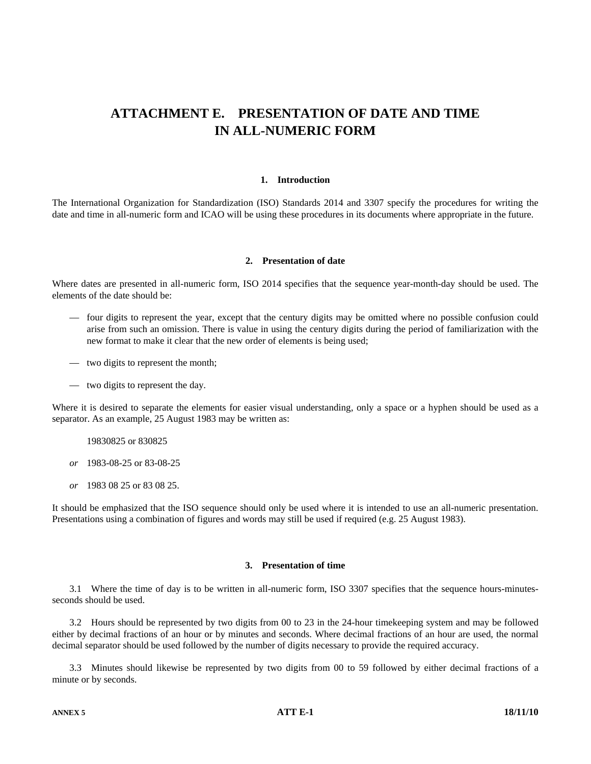# ATTACHMENT E. PRESENTATION OF DATE AND TIME IN ALL-NUMERIC FORM

## 1. Introduction

The International Organization for Standardization (ISO) Standards 2014 and 3307 specify the procedures for writing the date and time in all-numeric form and ICAO will be using these procedures in its documents where appropriate in the future.

## 2. Presentation of date

Where dates are presented in all-numeric form, ISO 2014 specifies that the sequence year-month-day should be used. The elements of the date should be:

— four digits to represent the year, except that the century digits may be omitted where no possible confusion could arise from such an omission. There is value in using the century digits during the period of familiarization with the new format to make it clear that the new order of elements is being used;

— two digits to represent the month;

— two digits to represent the day.

Where it is desired to separate the elements for easier visual understanding, only a space or a hyphen should be used as a separator. As an example, 25 August 1983 may be written as:

19830825 or 830825

*or* 1983-08-25 or 83-08-25

*or* 1983 08 25 or 83 08 25.

It should be emphasized that the ISO sequence should only be used where it is intended to use an all-numeric presentation. Presentations using a combination of figures and words may still be used if required (e.g. 25 August 1983).

## 3. Presentation of time

3.1 Where the time of day is to be written in all-numeric form, ISO 3307 specifies that the sequence hours-minutes-seconds should be used.

3.2 Hours should be represented by two digits from 00 to 23 in the 24-hour timekeeping system and may be followed either by decimal fractions of an hour or by minutes and seconds. Where decimal fractions of an hour are used, the normal decimal separator should be used followed by the number of digits necessary to provide the required accuracy.

3.3 Minutes should likewise be represented by two digits from 00 to 59 followed by either decimal fractions of a minute or by seconds.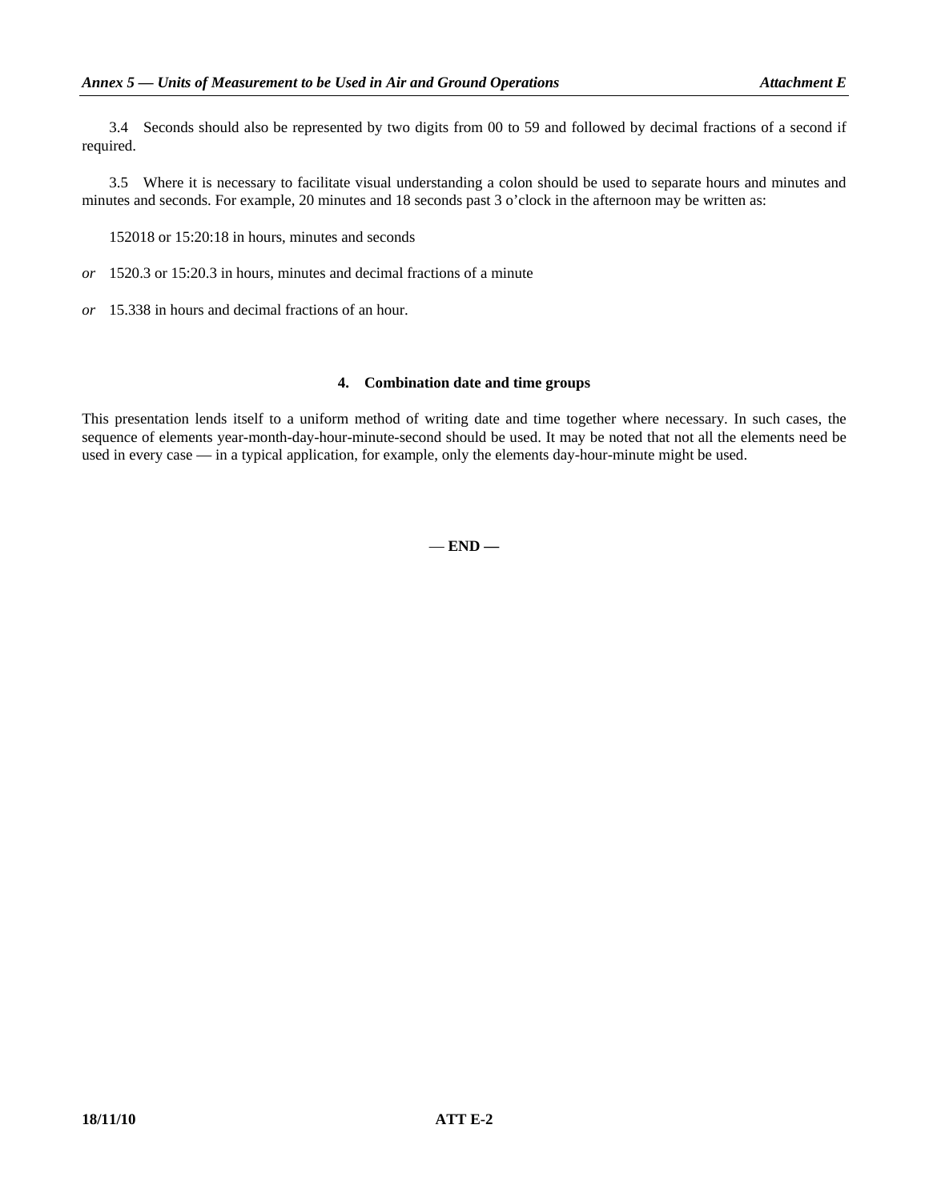3.4 Seconds should also be represented by two digits from 00 to 59 and followed by decimal fractions of a second if required.

3.5 Where it is necessary to facilitate visual understanding a colon should be used to separate hours and minutes and minutes and seconds. For example, 20 minutes and 18 seconds past 3 o'clock in the afternoon may be written as:

152018 or 15:20:18 in hours, minutes and seconds

*or* 1520.3 or 15:20.3 in hours, minutes and decimal fractions of a minute

*or* 15.338 in hours and decimal fractions of an hour.

## 4. Combination date and time groups

This presentation lends itself to a uniform method of writing date and time together where necessary. In such cases, the sequence of elements year-month-day-hour-minute-second should be used. It may be noted that not all the elements need be used in every case — in a typical application, for example, only the elements day-hour-minute might be used.

— **END** —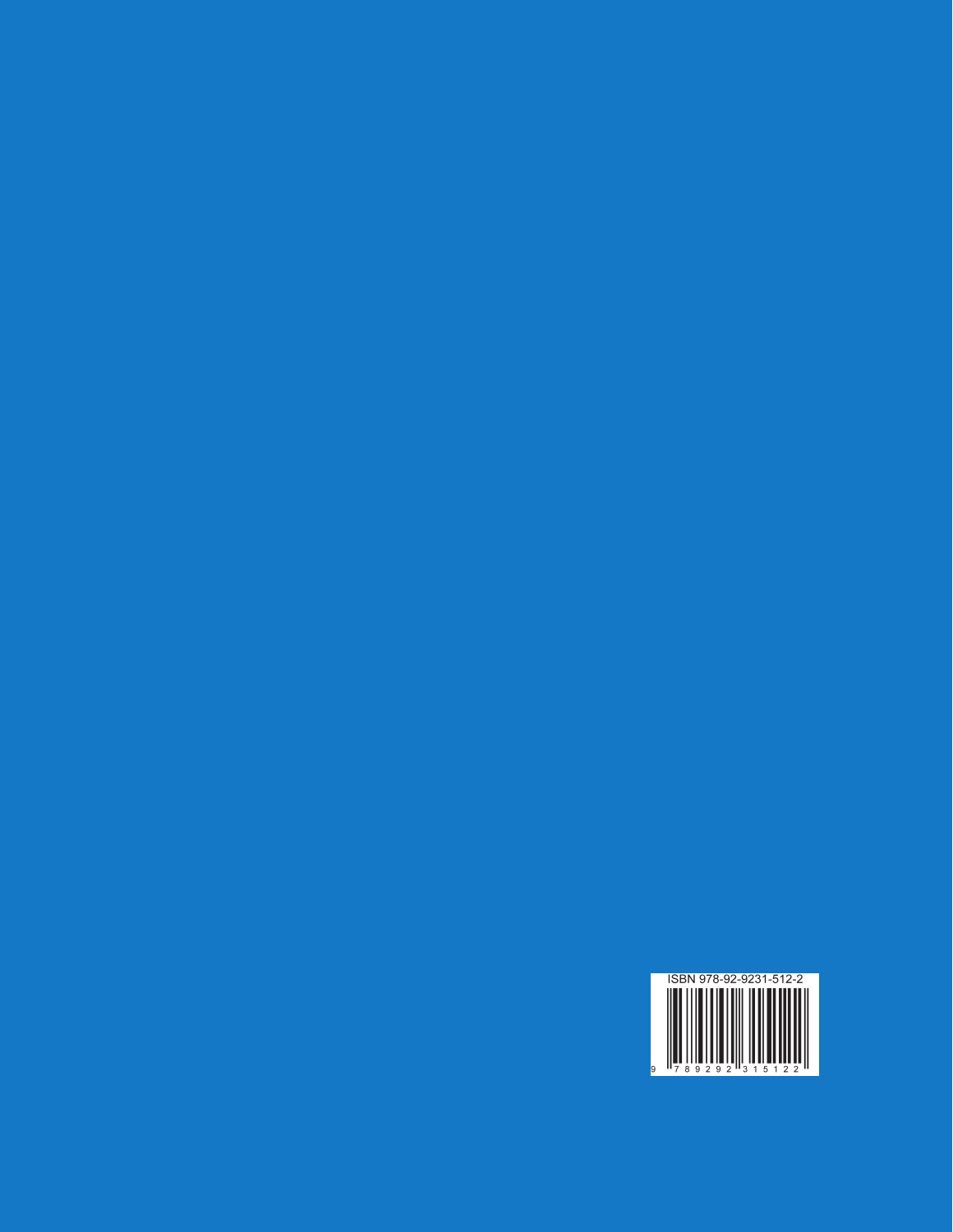ISBN 978-92-9231-512-2

9 789292 315122